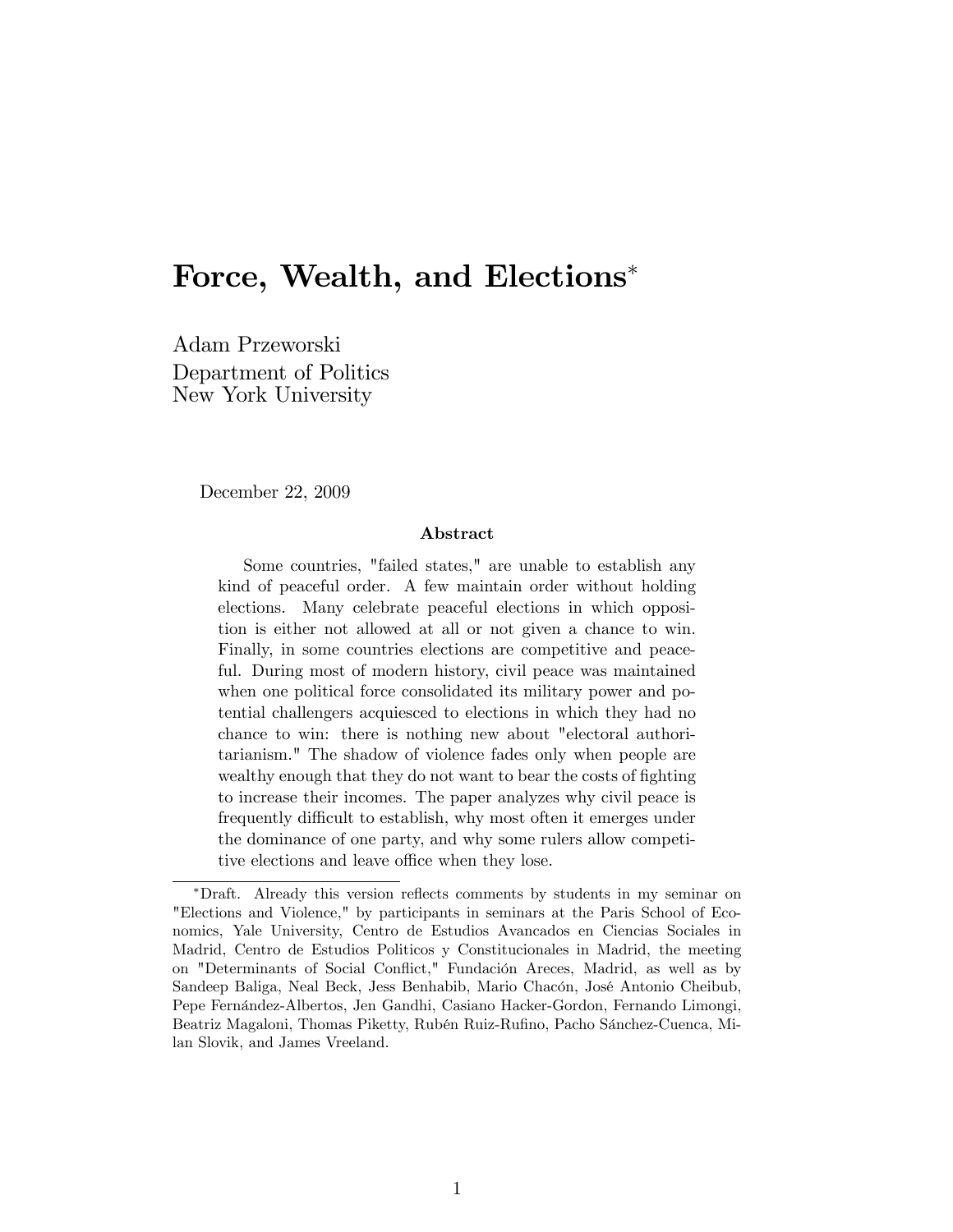# Force, Wealth, and Elections[*]

Adam Przeworski
Department of Politics
New York University

December 22, 2009

**Abstract**

Some countries, "failed states," are unable to establish any kind of peaceful order. A few maintain order without holding elections. Many celebrate peaceful elections in which opposition is either not allowed at all or not given a chance to win. Finally, in some countries elections are competitive and peaceful. During most of modern history, civil peace was maintained when one political force consolidated its military power and potential challengers acquiesced to elections in which they had no chance to win: there is nothing new about "electoral authoritarianism." The shadow of violence fades only when people are wealthy enough that they do not want to bear the costs of fighting to increase their incomes. The paper analyzes why civil peace is frequently difficult to establish, why most often it emerges under the dominance of one party, and why some rulers allow competitive elections and leave office when they lose.

[*] Draft. Already this version reflects comments by students in my seminar on "Elections and Violence," by participants in seminars at the Paris School of Economics, Yale University, Centro de Estudios Avancados en Ciencias Sociales in Madrid, Centro de Estudios Politicos y Constitucionales in Madrid, the meeting on "Determinants of Social Conflict," Fundación Areces, Madrid, as well as by Sandeep Baliga, Neal Beck, Jess Benhabib, Mario Chacón, José Antonio Cheibub, Pepe Fernández-Albertos, Jen Gandhi, Casiano Hacker-Gordon, Fernando Limongi, Beatriz Magaloni, Thomas Piketty, Rubén Ruiz-Rufino, Pacho Sánchez-Cuenca, Milan Slovik, and James Vreeland.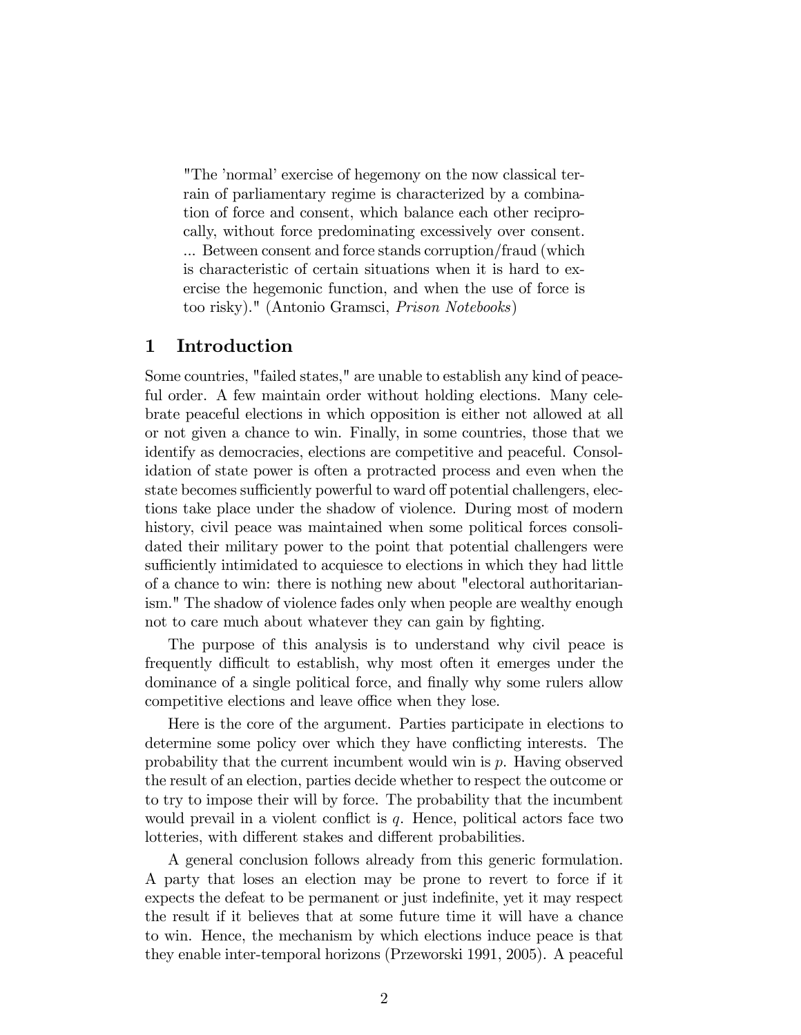> "The 'normal' exercise of hegemony on the now classical terrain of parliamentary regime is characterized by a combination of force and consent, which balance each other reciprocally, without force predominating excessively over consent. ... Between consent and force stands corruption/fraud (which is characteristic of certain situations when it is hard to exercise the hegemonic function, and when the use of force is too risky)." (Antonio Gramsci, *Prison Notebooks*)

# 1 Introduction

Some countries, "failed states," are unable to establish any kind of peaceful order. A few maintain order without holding elections. Many celebrate peaceful elections in which opposition is either not allowed at all or not given a chance to win. Finally, in some countries, those that we identify as democracies, elections are competitive and peaceful. Consolidation of state power is often a protracted process and even when the state becomes sufficiently powerful to ward off potential challengers, elections take place under the shadow of violence. During most of modern history, civil peace was maintained when some political forces consolidated their military power to the point that potential challengers were sufficiently intimidated to acquiesce to elections in which they had little of a chance to win: there is nothing new about "electoral authoritarianism." The shadow of violence fades only when people are wealthy enough not to care much about whatever they can gain by fighting.

The purpose of this analysis is to understand why civil peace is frequently difficult to establish, why most often it emerges under the dominance of a single political force, and finally why some rulers allow competitive elections and leave office when they lose.

Here is the core of the argument. Parties participate in elections to determine some policy over which they have conflicting interests. The probability that the current incumbent would win is $p$. Having observed the result of an election, parties decide whether to respect the outcome or to try to impose their will by force. The probability that the incumbent would prevail in a violent conflict is $q$. Hence, political actors face two lotteries, with different stakes and different probabilities.

A general conclusion follows already from this generic formulation. A party that loses an election may be prone to revert to force if it expects the defeat to be permanent or just indefinite, yet it may respect the result if it believes that at some future time it will have a chance to win. Hence, the mechanism by which elections induce peace is that they enable inter-temporal horizons (Przeworski 1991, 2005). A peaceful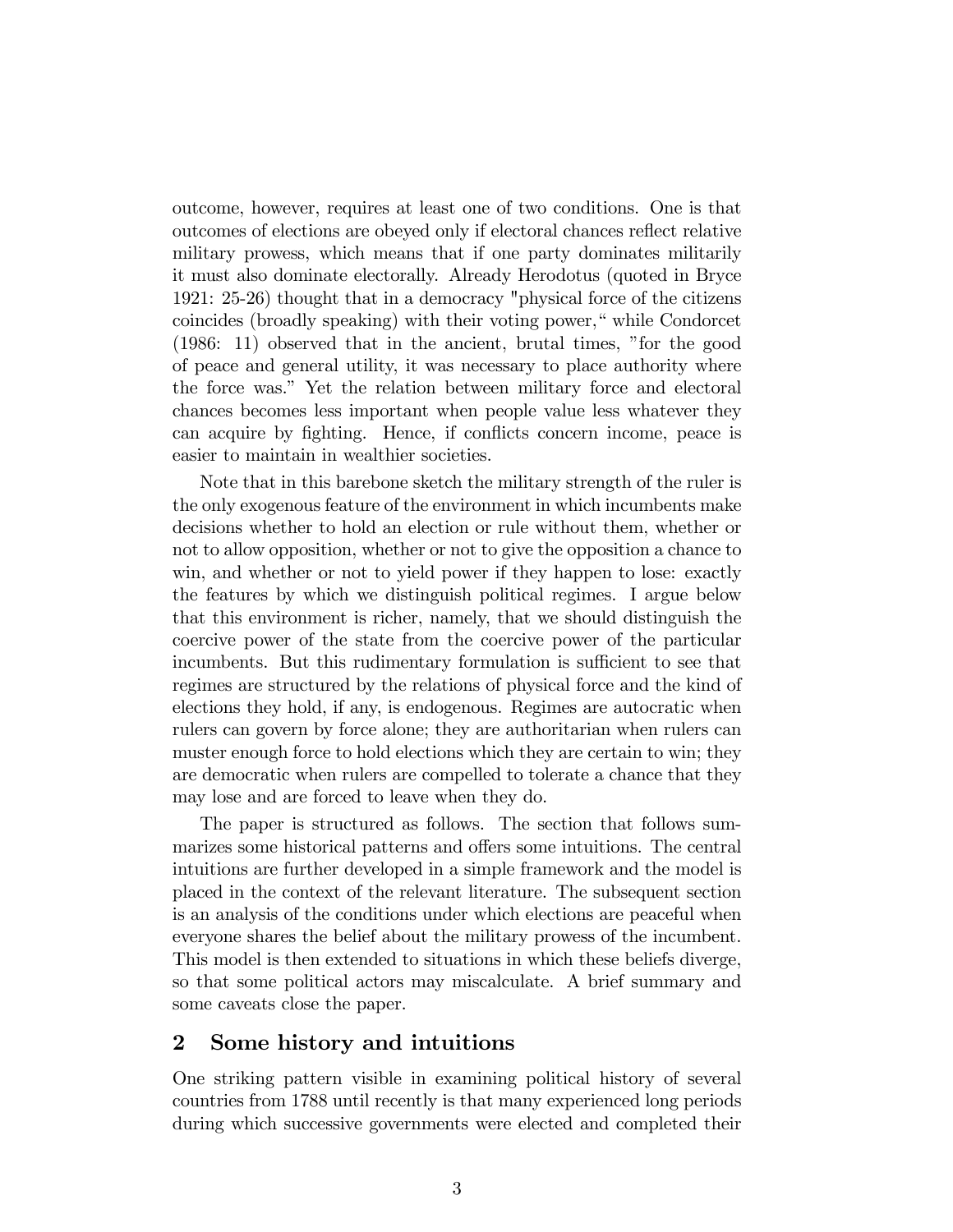outcome, however, requires at least one of two conditions. One is that outcomes of elections are obeyed only if electoral chances reflect relative military prowess, which means that if one party dominates militarily it must also dominate electorally. Already Herodotus (quoted in Bryce 1921: 25-26) thought that in a democracy "physical force of the citizens coincides (broadly speaking) with their voting power," while Condorcet (1986: 11) observed that in the ancient, brutal times, "for the good of peace and general utility, it was necessary to place authority where the force was." Yet the relation between military force and electoral chances becomes less important when people value less whatever they can acquire by fighting. Hence, if conflicts concern income, peace is easier to maintain in wealthier societies.

Note that in this barebone sketch the military strength of the ruler is the only exogenous feature of the environment in which incumbents make decisions whether to hold an election or rule without them, whether or not to allow opposition, whether or not to give the opposition a chance to win, and whether or not to yield power if they happen to lose: exactly the features by which we distinguish political regimes. I argue below that this environment is richer, namely, that we should distinguish the coercive power of the state from the coercive power of the particular incumbents. But this rudimentary formulation is sufficient to see that regimes are structured by the relations of physical force and the kind of elections they hold, if any, is endogenous. Regimes are autocratic when rulers can govern by force alone; they are authoritarian when rulers can muster enough force to hold elections which they are certain to win; they are democratic when rulers are compelled to tolerate a chance that they may lose and are forced to leave when they do.

The paper is structured as follows. The section that follows summarizes some historical patterns and offers some intuitions. The central intuitions are further developed in a simple framework and the model is placed in the context of the relevant literature. The subsequent section is an analysis of the conditions under which elections are peaceful when everyone shares the belief about the military prowess of the incumbent. This model is then extended to situations in which these beliefs diverge, so that some political actors may miscalculate. A brief summary and some caveats close the paper.

## 2 Some history and intuitions

One striking pattern visible in examining political history of several countries from 1788 until recently is that many experienced long periods during which successive governments were elected and completed their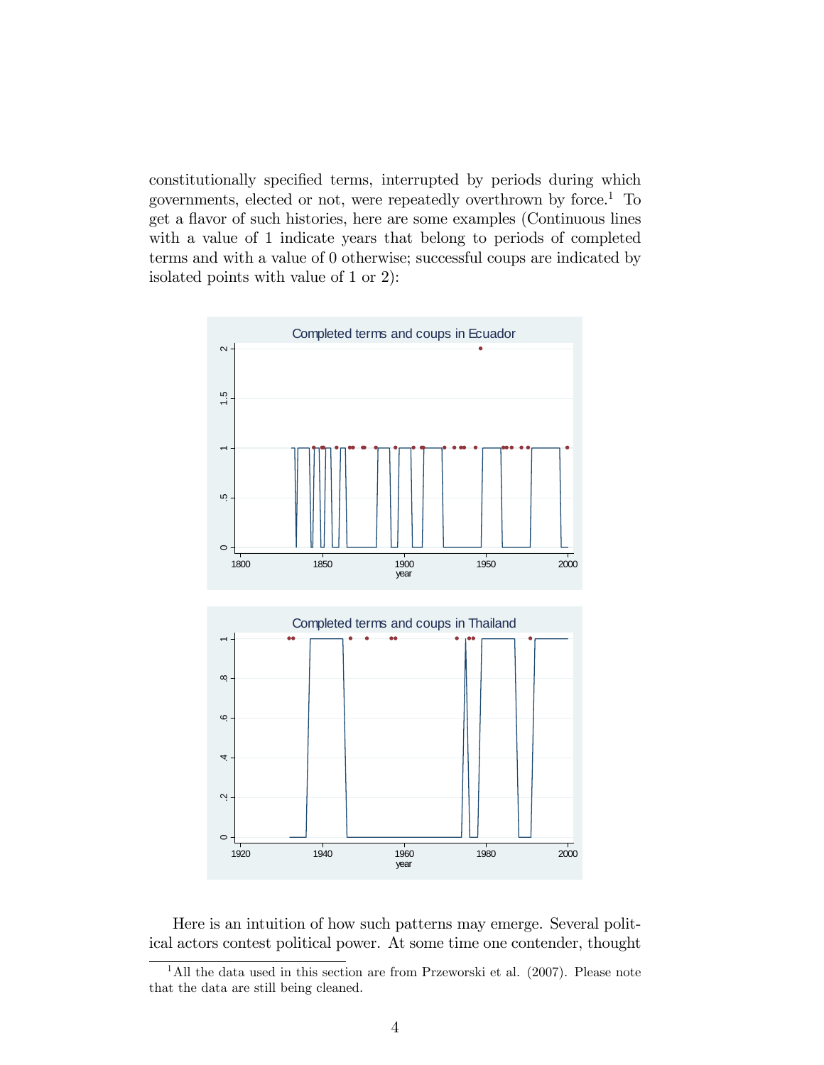constitutionally specified terms, interrupted by periods during which governments, elected or not, were repeatedly overthrown by force.[1] To get a flavor of such histories, here are some examples (Continuous lines with a value of 1 indicate years that belong to periods of completed terms and with a value of 0 otherwise; successful coups are indicated by isolated points with value of 1 or 2):

Here is an intuition of how such patterns may emerge. Several political actors contest political power. At some time one contender, thought

[1] All the data used in this section are from Przeworski et al. (2007). Please note that the data are still being cleaned.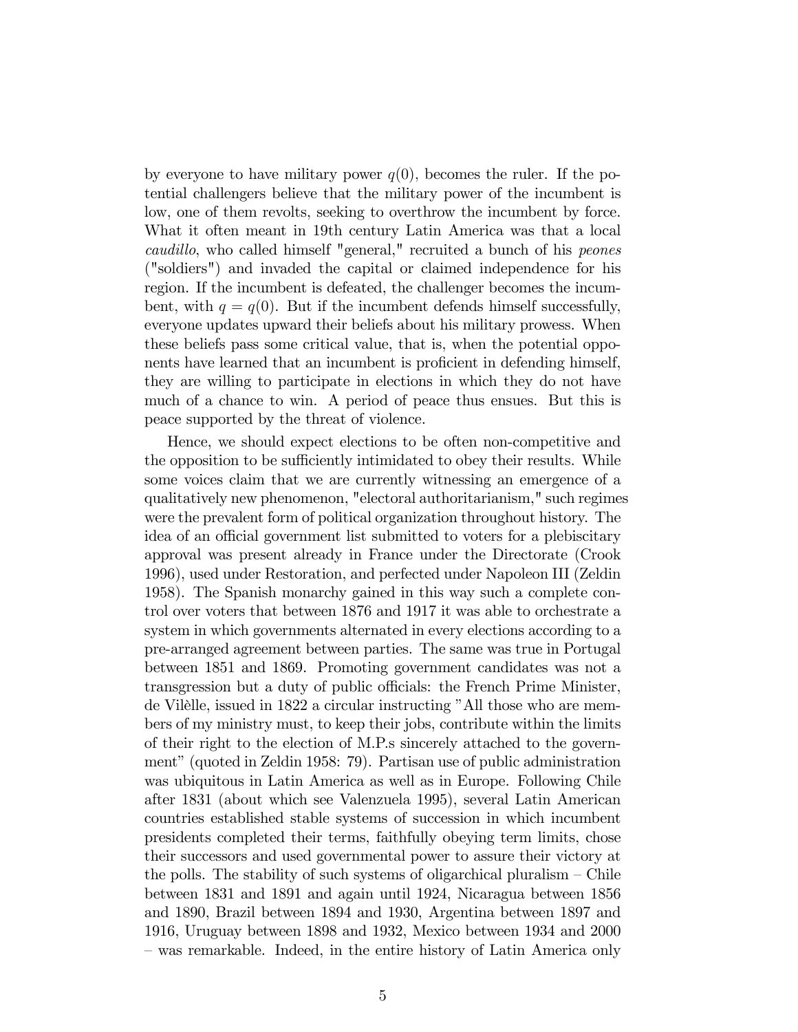by everyone to have military power $q(0)$, becomes the ruler. If the potential challengers believe that the military power of the incumbent is low, one of them revolts, seeking to overthrow the incumbent by force. What it often meant in 19th century Latin America was that a local *caudillo*, who called himself "general," recruited a bunch of his *peones* ("soldiers") and invaded the capital or claimed independence for his region. If the incumbent is defeated, the challenger becomes the incumbent, with $q = q(0)$. But if the incumbent defends himself successfully, everyone updates upward their beliefs about his military prowess. When these beliefs pass some critical value, that is, when the potential opponents have learned that an incumbent is proficient in defending himself, they are willing to participate in elections in which they do not have much of a chance to win. A period of peace thus ensues. But this is peace supported by the threat of violence.

Hence, we should expect elections to be often non-competitive and the opposition to be sufficiently intimidated to obey their results. While some voices claim that we are currently witnessing an emergence of a qualitatively new phenomenon, "electoral authoritarianism," such regimes were the prevalent form of political organization throughout history. The idea of an official government list submitted to voters for a plebiscitary approval was present already in France under the Directorate (Crook 1996), used under Restoration, and perfected under Napoleon III (Zeldin 1958). The Spanish monarchy gained in this way such a complete control over voters that between 1876 and 1917 it was able to orchestrate a system in which governments alternated in every elections according to a pre-arranged agreement between parties. The same was true in Portugal between 1851 and 1869. Promoting government candidates was not a transgression but a duty of public officials: the French Prime Minister, de Vilèlle, issued in 1822 a circular instructing "All those who are members of my ministry must, to keep their jobs, contribute within the limits of their right to the election of M.P.s sincerely attached to the government" (quoted in Zeldin 1958: 79). Partisan use of public administration was ubiquitous in Latin America as well as in Europe. Following Chile after 1831 (about which see Valenzuela 1995), several Latin American countries established stable systems of succession in which incumbent presidents completed their terms, faithfully obeying term limits, chose their successors and used governmental power to assure their victory at the polls. The stability of such systems of oligarchical pluralism – Chile between 1831 and 1891 and again until 1924, Nicaragua between 1856 and 1890, Brazil between 1894 and 1930, Argentina between 1897 and 1916, Uruguay between 1898 and 1932, Mexico between 1934 and 2000 – was remarkable. Indeed, in the entire history of Latin America only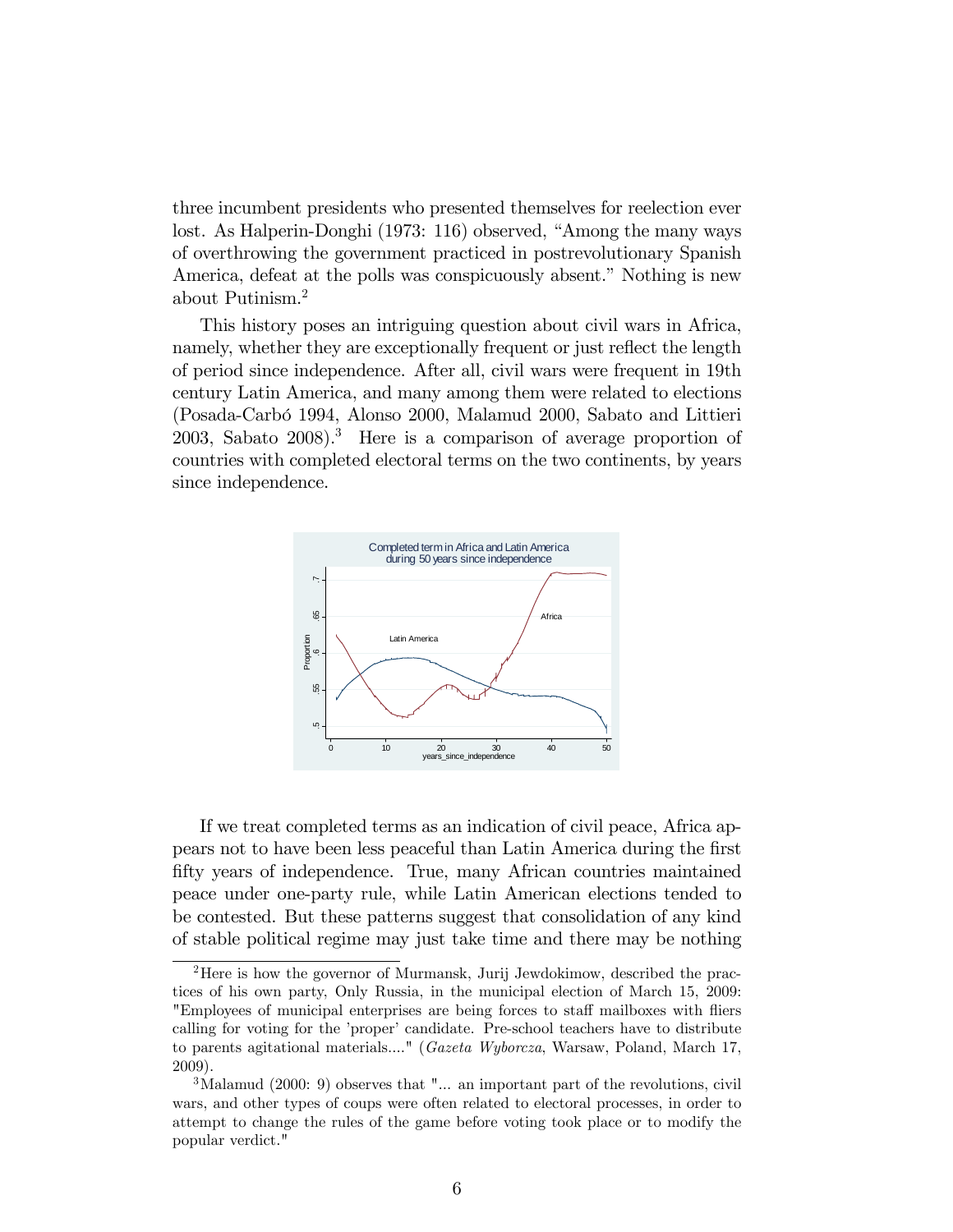three incumbent presidents who presented themselves for reelection ever lost. As Halperin-Donghi (1973: 116) observed, "Among the many ways of overthrowing the government practiced in postrevolutionary Spanish America, defeat at the polls was conspicuously absent." Nothing is new about Putinism.[2]

This history poses an intriguing question about civil wars in Africa, namely, whether they are exceptionally frequent or just reflect the length of period since independence. After all, civil wars were frequent in 19th century Latin America, and many among them were related to elections (Posada-Carbó 1994, Alonso 2000, Malamud 2000, Sabato and Littieri 2003, Sabato 2008).[3] Here is a comparison of average proportion of countries with completed electoral terms on the two continents, by years since independence.

If we treat completed terms as an indication of civil peace, Africa appears not to have been less peaceful than Latin America during the first fifty years of independence. True, many African countries maintained peace under one-party rule, while Latin American elections tended to be contested. But these patterns suggest that consolidation of any kind of stable political regime may just take time and there may be nothing

---

[2] Here is how the governor of Murmansk, Jurij Jewdokimow, described the practices of his own party, Only Russia, in the municipal election of March 15, 2009: "Employees of municipal enterprises are being forces to staff mailboxes with fliers calling for voting for the 'proper' candidate. Pre-school teachers have to distribute to parents agitational materials...." (*Gazeta Wyborcza*, Warsaw, Poland, March 17, 2009).

[3] Malamud (2000: 9) observes that "... an important part of the revolutions, civil wars, and other types of coups were often related to electoral processes, in order to attempt to change the rules of the game before voting took place or to modify the popular verdict."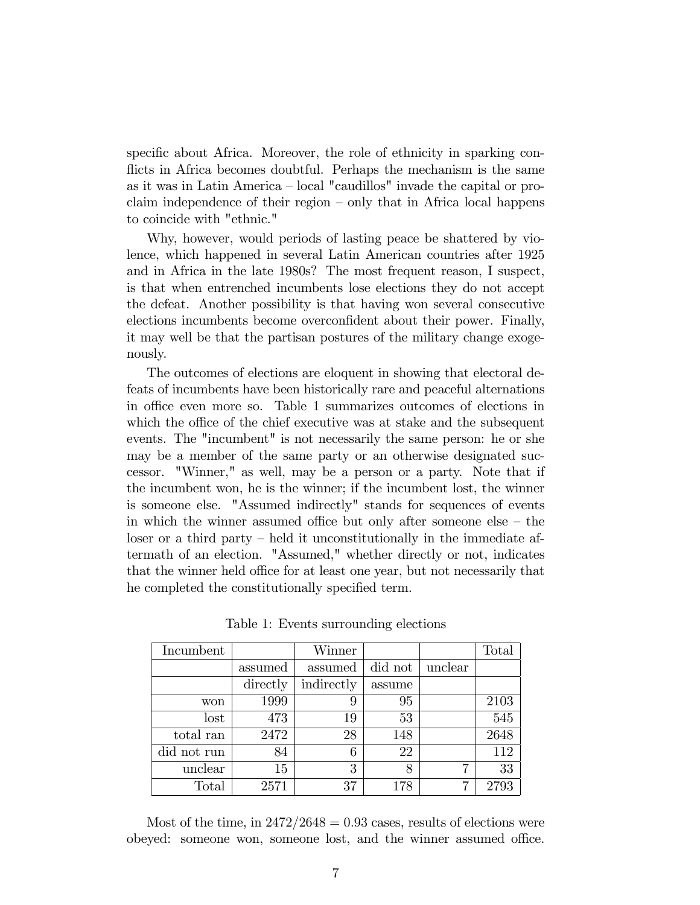specific about Africa. Moreover, the role of ethnicity in sparking conflicts in Africa becomes doubtful. Perhaps the mechanism is the same as it was in Latin America – local "caudillos" invade the capital or proclaim independence of their region – only that in Africa local happens to coincide with "ethnic."

Why, however, would periods of lasting peace be shattered by violence, which happened in several Latin American countries after 1925 and in Africa in the late 1980s? The most frequent reason, I suspect, is that when entrenched incumbents lose elections they do not accept the defeat. Another possibility is that having won several consecutive elections incumbents become overconfident about their power. Finally, it may well be that the partisan postures of the military change exogenously.

The outcomes of elections are eloquent in showing that electoral defeats of incumbents have been historically rare and peaceful alternations in office even more so. Table 1 summarizes outcomes of elections in which the office of the chief executive was at stake and the subsequent events. The "incumbent" is not necessarily the same person: he or she may be a member of the same party or an otherwise designated successor. "Winner," as well, may be a person or a party. Note that if the incumbent won, he is the winner; if the incumbent lost, the winner is someone else. "Assumed indirectly" stands for sequences of events in which the winner assumed office but only after someone else – the loser or a third party – held it unconstitutionally in the immediate aftermath of an election. "Assumed," whether directly or not, indicates that the winner held office for at least one year, but not necessarily that he completed the constitutionally specified term.

Table 1: Events surrounding elections

| Incumbent | | Winner | | | Total |
|---|---|---|---|---|---|
| | assumed directly | assumed indirectly | did not assume | unclear | |
| won | 1999 | 9 | 95 | | 2103 |
| lost | 473 | 19 | 53 | | 545 |
| total ran | 2472 | 28 | 148 | | 2648 |
| did not run | 84 | 6 | 22 | | 112 |
| unclear | 15 | 3 | 8 | 7 | 33 |
| Total | 2571 | 37 | 178 | 7 | 2793 |

Most of the time, in $2472/2648 = 0.93$ cases, results of elections were obeyed: someone won, someone lost, and the winner assumed office.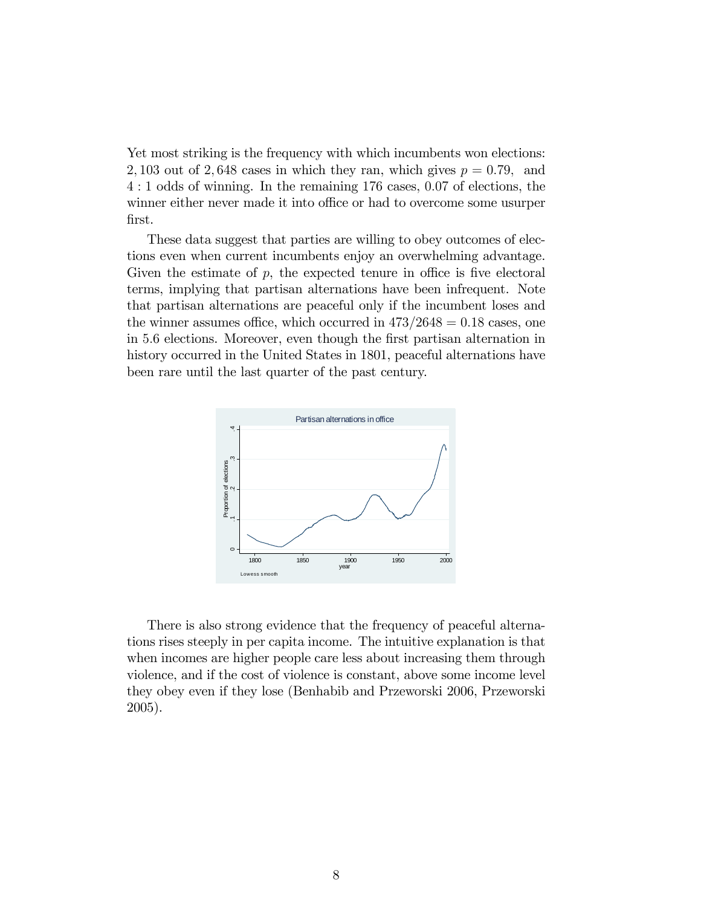Yet most striking is the frequency with which incumbents won elections: 2,103 out of 2,648 cases in which they ran, which gives $p = 0.79$, and 4 : 1 odds of winning. In the remaining 176 cases, 0.07 of elections, the winner either never made it into office or had to overcome some usurper first.

These data suggest that parties are willing to obey outcomes of elections even when current incumbents enjoy an overwhelming advantage. Given the estimate of $p$, the expected tenure in office is five electoral terms, implying that partisan alternations have been infrequent. Note that partisan alternations are peaceful only if the incumbent loses and the winner assumes office, which occurred in $473/2648 = 0.18$ cases, one in 5.6 elections. Moreover, even though the first partisan alternation in history occurred in the United States in 1801, peaceful alternations have been rare until the last quarter of the past century.

There is also strong evidence that the frequency of peaceful alternations rises steeply in per capita income. The intuitive explanation is that when incomes are higher people care less about increasing them through violence, and if the cost of violence is constant, above some income level they obey even if they lose (Benhabib and Przeworski 2006, Przeworski 2005).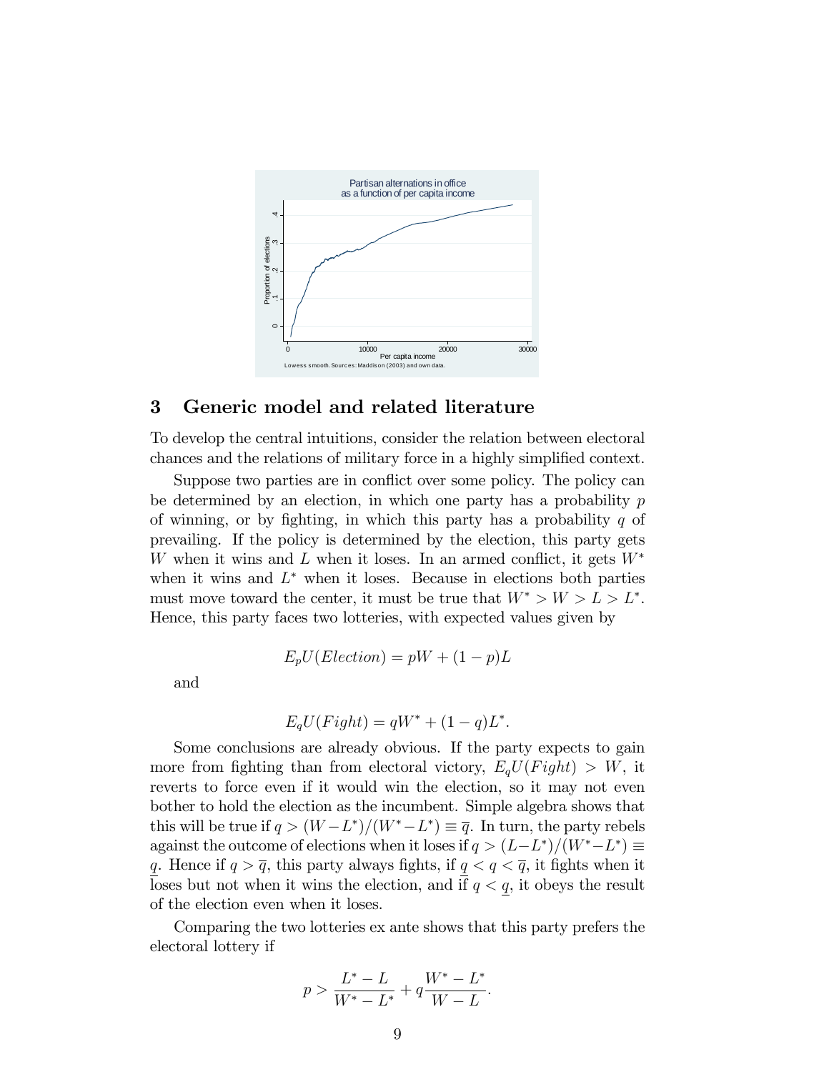## 3 Generic model and related literature

To develop the central intuitions, consider the relation between electoral chances and the relations of military force in a highly simplified context.

Suppose two parties are in conflict over some policy. The policy can be determined by an election, in which one party has a probability $p$ of winning, or by fighting, in which this party has a probability $q$ of prevailing. If the policy is determined by the election, this party gets $W$ when it wins and $L$ when it loses. In an armed conflict, it gets $W^*$ when it wins and $L^*$ when it loses. Because in elections both parties must move toward the center, it must be true that $W^* > W > L > L^*$. Hence, this party faces two lotteries, with expected values given by

$$E_pU(Election) = pW + (1-p)L$$

and

$$E_qU(Fight) = qW^* + (1-q)L^*.$$

Some conclusions are already obvious. If the party expects to gain more from fighting than from electoral victory, $E_qU(Fight) > W$, it reverts to force even if it would win the election, so it may not even bother to hold the election as the incumbent. Simple algebra shows that this will be true if $q > (W - L^*)/(W^* - L^*) \equiv \overline{q}$. In turn, the party rebels against the outcome of elections when it loses if $q > (L - L^*)/(W^* - L^*) \equiv \underline{q}$. Hence if $q > \overline{q}$, this party always fights, if $\underline{q} < q < \overline{q}$, it fights when it loses but not when it wins the election, and if $q < \underline{q}$, it obeys the result of the election even when it loses.

Comparing the two lotteries ex ante shows that this party prefers the electoral lottery if

$$p > \frac{L^* - L}{W^* - L^*} + q\frac{W^* - L^*}{W - L}.$$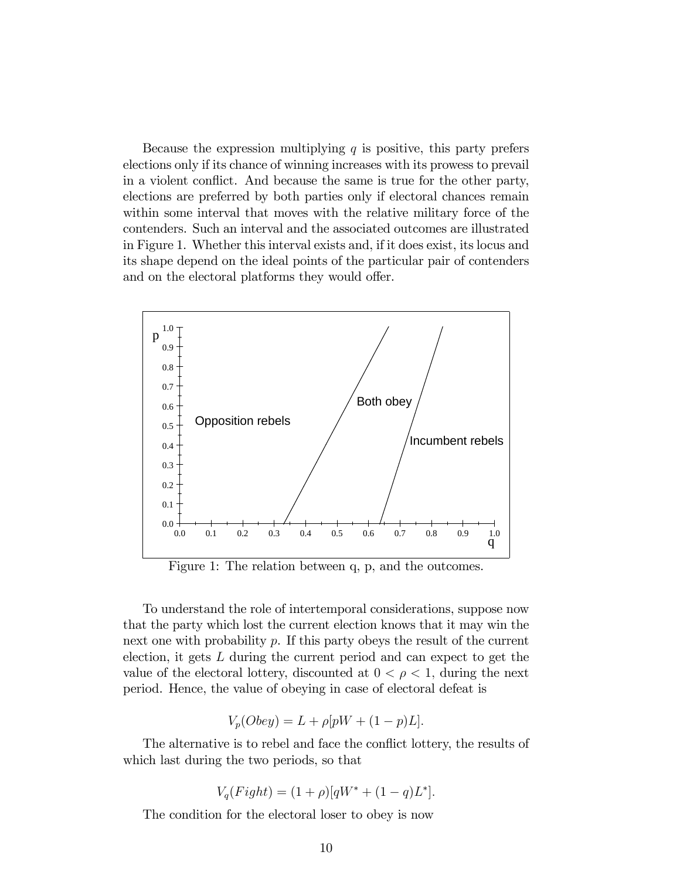Because the expression multiplying $q$ is positive, this party prefers elections only if its chance of winning increases with its prowess to prevail in a violent conflict. And because the same is true for the other party, elections are preferred by both parties only if electoral chances remain within some interval that moves with the relative military force of the contenders. Such an interval and the associated outcomes are illustrated in Figure 1. Whether this interval exists and, if it does exist, its locus and its shape depend on the ideal points of the particular pair of contenders and on the electoral platforms they would offer.

Figure 1: The relation between q, p, and the outcomes.

To understand the role of intertemporal considerations, suppose now that the party which lost the current election knows that it may win the next one with probability $p$. If this party obeys the result of the current election, it gets $L$ during the current period and can expect to get the value of the electoral lottery, discounted at $0 < \rho < 1$, during the next period. Hence, the value of obeying in case of electoral defeat is

$$V_p(Obey) = L + \rho[pW + (1-p)L].$$

The alternative is to rebel and face the conflict lottery, the results of which last during the two periods, so that

$$V_q(Fight) = (1+\rho)[qW^* + (1-q)L^*].$$

The condition for the electoral loser to obey is now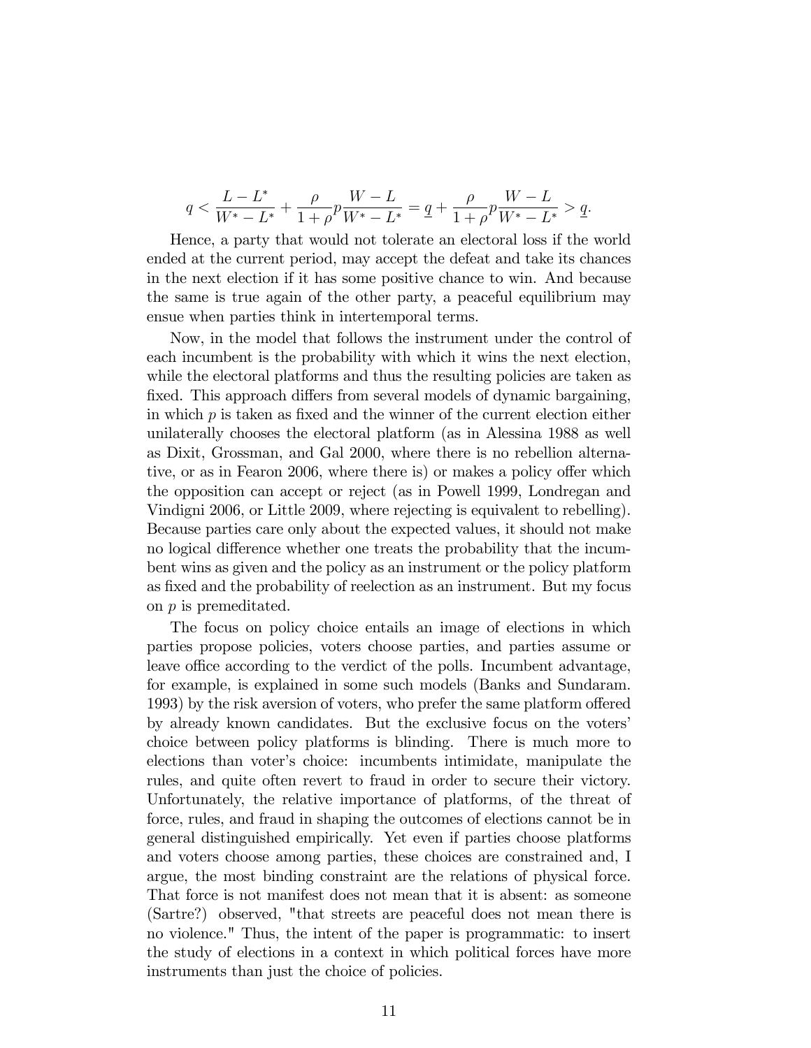$$q < \frac{L - L^*}{W^* - L^*} + \frac{\rho}{1+\rho} p \frac{W - L}{W^* - L^*} = \underline{q} + \frac{\rho}{1+\rho} p \frac{W - L}{W^* - L^*} > \underline{q}.$$

Hence, a party that would not tolerate an electoral loss if the world ended at the current period, may accept the defeat and take its chances in the next election if it has some positive chance to win. And because the same is true again of the other party, a peaceful equilibrium may ensue when parties think in intertemporal terms.

Now, in the model that follows the instrument under the control of each incumbent is the probability with which it wins the next election, while the electoral platforms and thus the resulting policies are taken as fixed. This approach differs from several models of dynamic bargaining, in which $p$ is taken as fixed and the winner of the current election either unilaterally chooses the electoral platform (as in Alessina 1988 as well as Dixit, Grossman, and Gal 2000, where there is no rebellion alternative, or as in Fearon 2006, where there is) or makes a policy offer which the opposition can accept or reject (as in Powell 1999, Londregan and Vindigni 2006, or Little 2009, where rejecting is equivalent to rebelling). Because parties care only about the expected values, it should not make no logical difference whether one treats the probability that the incumbent wins as given and the policy as an instrument or the policy platform as fixed and the probability of reelection as an instrument. But my focus on $p$ is premeditated.

The focus on policy choice entails an image of elections in which parties propose policies, voters choose parties, and parties assume or leave office according to the verdict of the polls. Incumbent advantage, for example, is explained in some such models (Banks and Sundaram. 1993) by the risk aversion of voters, who prefer the same platform offered by already known candidates. But the exclusive focus on the voters' choice between policy platforms is blinding. There is much more to elections than voter's choice: incumbents intimidate, manipulate the rules, and quite often revert to fraud in order to secure their victory. Unfortunately, the relative importance of platforms, of the threat of force, rules, and fraud in shaping the outcomes of elections cannot be in general distinguished empirically. Yet even if parties choose platforms and voters choose among parties, these choices are constrained and, I argue, the most binding constraint are the relations of physical force. That force is not manifest does not mean that it is absent: as someone (Sartre?) observed, "that streets are peaceful does not mean there is no violence." Thus, the intent of the paper is programmatic: to insert the study of elections in a context in which political forces have more instruments than just the choice of policies.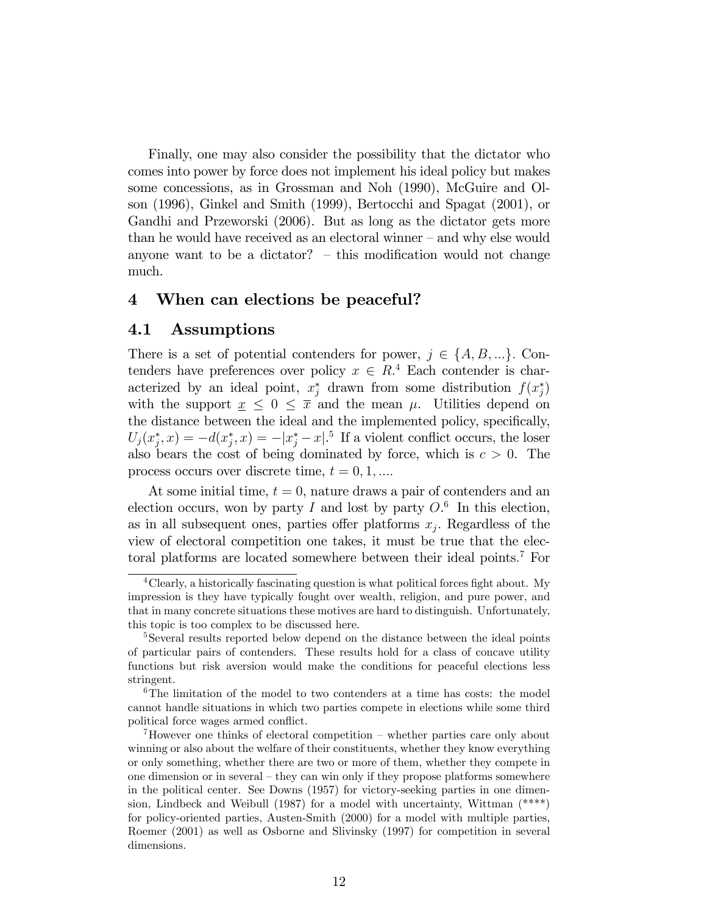Finally, one may also consider the possibility that the dictator who comes into power by force does not implement his ideal policy but makes some concessions, as in Grossman and Noh (1990), McGuire and Olson (1996), Ginkel and Smith (1999), Bertocchi and Spagat (2001), or Gandhi and Przeworski (2006). But as long as the dictator gets more than he would have received as an electoral winner – and why else would anyone want to be a dictator? – this modification would not change much.

## 4 When can elections be peaceful?

### 4.1 Assumptions

There is a set of potential contenders for power, $j \in \{A, B, ...\}$. Contenders have preferences over policy $x \in R$.[4] Each contender is characterized by an ideal point, $x_j^*$ drawn from some distribution $f(x_j^*)$ with the support $\underline{x} \leq 0 \leq \overline{x}$ and the mean $\mu$. Utilities depend on the distance between the ideal and the implemented policy, specifically, $U_j(x_j^*, x) = -d(x_j^*, x) = -|x_j^* - x|$.[5] If a violent conflict occurs, the loser also bears the cost of being dominated by force, which is $c > 0$. The process occurs over discrete time, $t = 0, 1, ....$

At some initial time, $t = 0$, nature draws a pair of contenders and an election occurs, won by party $I$ and lost by party $O$.[6] In this election, as in all subsequent ones, parties offer platforms $x_j$. Regardless of the view of electoral competition one takes, it must be true that the electoral platforms are located somewhere between their ideal points.[7] For

---

[4] Clearly, a historically fascinating question is what political forces fight about. My impression is they have typically fought over wealth, religion, and pure power, and that in many concrete situations these motives are hard to distinguish. Unfortunately, this topic is too complex to be discussed here.

[5] Several results reported below depend on the distance between the ideal points of particular pairs of contenders. These results hold for a class of concave utility functions but risk aversion would make the conditions for peaceful elections less stringent.

[6] The limitation of the model to two contenders at a time has costs: the model cannot handle situations in which two parties compete in elections while some third political force wages armed conflict.

[7] However one thinks of electoral competition – whether parties care only about winning or also about the welfare of their constituents, whether they know everything or only something, whether there are two or more of them, whether they compete in one dimension or in several – they can win only if they propose platforms somewhere in the political center. See Downs (1957) for victory-seeking parties in one dimension, Lindbeck and Weibull (1987) for a model with uncertainty, Wittman (****) for policy-oriented parties, Austen-Smith (2000) for a model with multiple parties, Roemer (2001) as well as Osborne and Slivinsky (1997) for competition in several dimensions.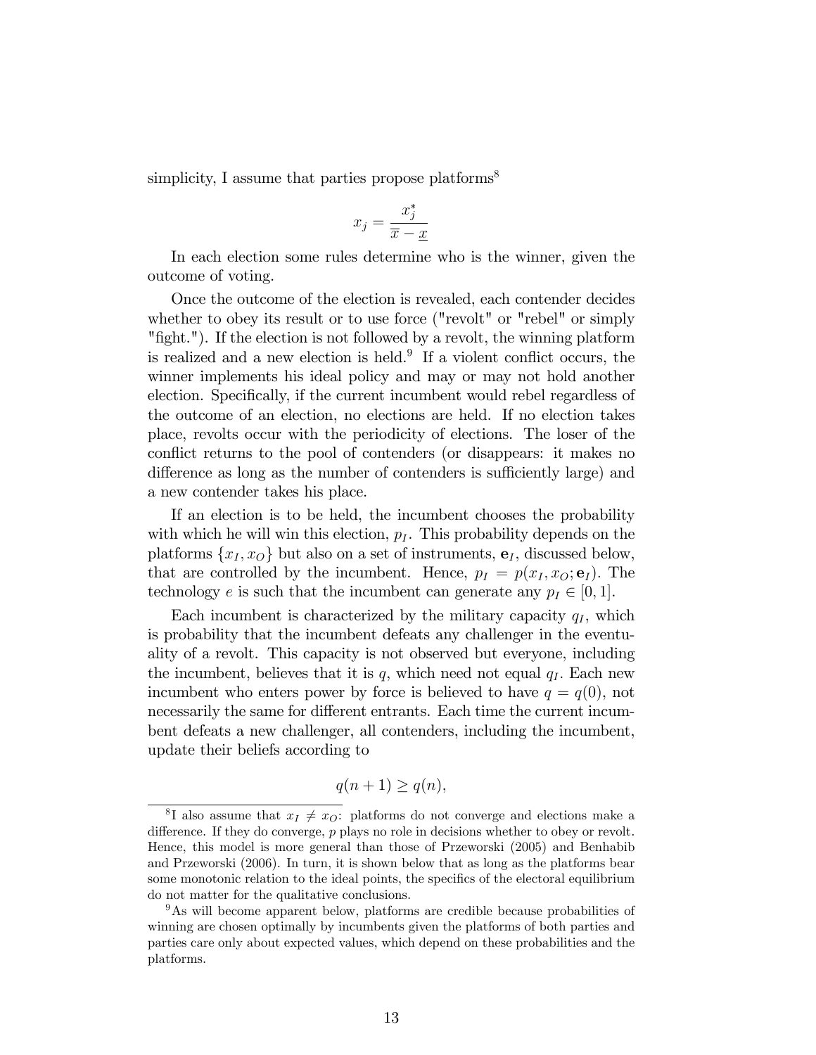simplicity, I assume that parties propose platforms[8]

$$x_j = \frac{x_j^*}{\overline{x} - \underline{x}}$$

In each election some rules determine who is the winner, given the outcome of voting.

Once the outcome of the election is revealed, each contender decides whether to obey its result or to use force ("revolt" or "rebel" or simply "fight."). If the election is not followed by a revolt, the winning platform is realized and a new election is held.[9] If a violent conflict occurs, the winner implements his ideal policy and may or may not hold another election. Specifically, if the current incumbent would rebel regardless of the outcome of an election, no elections are held. If no election takes place, revolts occur with the periodicity of elections. The loser of the conflict returns to the pool of contenders (or disappears: it makes no difference as long as the number of contenders is sufficiently large) and a new contender takes his place.

If an election is to be held, the incumbent chooses the probability with which he will win this election, $p_I$. This probability depends on the platforms $\{x_I, x_O\}$ but also on a set of instruments, $\mathbf{e}_I$, discussed below, that are controlled by the incumbent. Hence, $p_I = p(x_I, x_O; \mathbf{e}_I)$. The technology $e$ is such that the incumbent can generate any $p_I \in [0, 1]$.

Each incumbent is characterized by the military capacity $q_I$, which is probability that the incumbent defeats any challenger in the eventuality of a revolt. This capacity is not observed but everyone, including the incumbent, believes that it is $q$, which need not equal $q_I$. Each new incumbent who enters power by force is believed to have $q = q(0)$, not necessarily the same for different entrants. Each time the current incumbent defeats a new challenger, all contenders, including the incumbent, update their beliefs according to

$$q(n+1) \geq q(n),$$

[8] I also assume that $x_I \neq x_O$: platforms do not converge and elections make a difference. If they do converge, $p$ plays no role in decisions whether to obey or revolt. Hence, this model is more general than those of Przeworski (2005) and Benhabib and Przeworski (2006). In turn, it is shown below that as long as the platforms bear some monotonic relation to the ideal points, the specifics of the electoral equilibrium do not matter for the qualitative conclusions.

[9] As will become apparent below, platforms are credible because probabilities of winning are chosen optimally by incumbents given the platforms of both parties and parties care only about expected values, which depend on these probabilities and the platforms.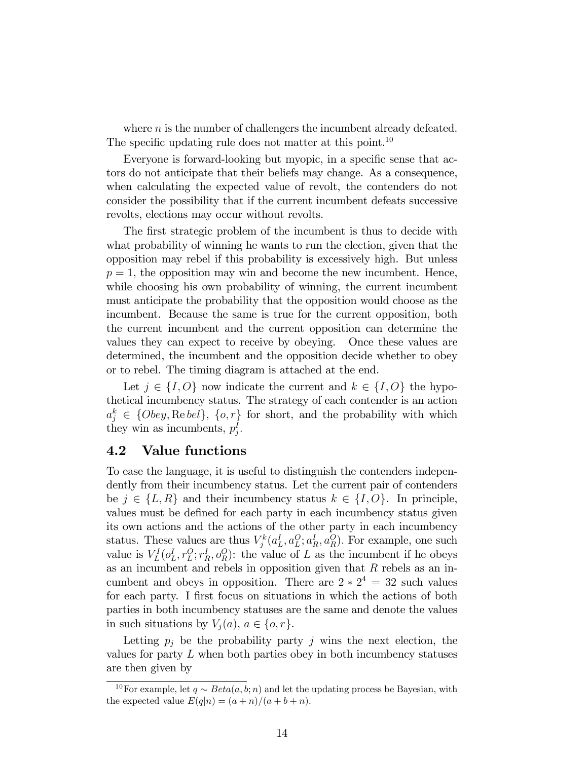where $n$ is the number of challengers the incumbent already defeated. The specific updating rule does not matter at this point.[10]

Everyone is forward-looking but myopic, in a specific sense that actors do not anticipate that their beliefs may change. As a consequence, when calculating the expected value of revolt, the contenders do not consider the possibility that if the current incumbent defeats successive revolts, elections may occur without revolts.

The first strategic problem of the incumbent is thus to decide with what probability of winning he wants to run the election, given that the opposition may rebel if this probability is excessively high. But unless $p = 1$, the opposition may win and become the new incumbent. Hence, while choosing his own probability of winning, the current incumbent must anticipate the probability that the opposition would choose as the incumbent. Because the same is true for the current opposition, both the current incumbent and the current opposition can determine the values they can expect to receive by obeying. Once these values are determined, the incumbent and the opposition decide whether to obey or to rebel. The timing diagram is attached at the end.

Let $j \in \{I, O\}$ now indicate the current and $k \in \{I, O\}$ the hypothetical incumbency status. The strategy of each contender is an action $a_j^k \in \{Obey, \mathrm{Re}\,bel\}$, $\{o, r\}$ for short, and the probability with which they win as incumbents, $p_j^I$.

## 4.2 Value functions

To ease the language, it is useful to distinguish the contenders independently from their incumbency status. Let the current pair of contenders be $j \in \{L, R\}$ and their incumbency status $k \in \{I, O\}$. In principle, values must be defined for each party in each incumbency status given its own actions and the actions of the other party in each incumbency status. These values are thus $V_j^k(a_L^I, a_L^O; a_R^I, a_R^O)$. For example, one such value is $V_L^I(o_L^I, r_L^O; r_R^I, o_R^O)$: the value of $L$ as the incumbent if he obeys as an incumbent and rebels in opposition given that $R$ rebels as an incumbent and obeys in opposition. There are $2 * 2^4 = 32$ such values for each party. I first focus on situations in which the actions of both parties in both incumbency statuses are the same and denote the values in such situations by $V_j(a)$, $a \in \{o, r\}$.

Letting $p_j$ be the probability party $j$ wins the next election, the values for party $L$ when both parties obey in both incumbency statuses are then given by

[10] For example, let $q \sim Beta(a, b; n)$ and let the updating process be Bayesian, with the expected value $E(q|n) = (a + n)/(a + b + n)$.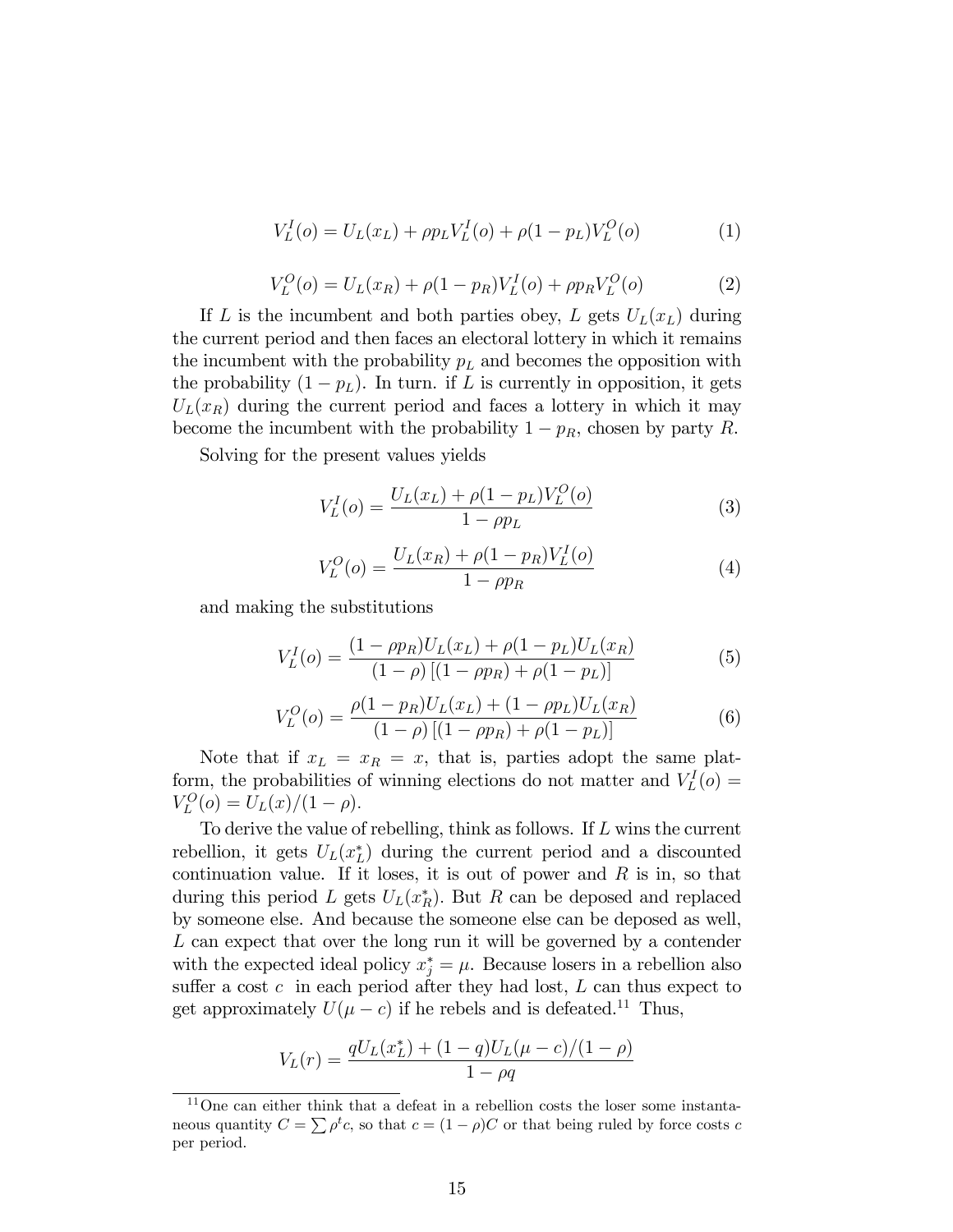$$V_L^I(o) = U_L(x_L) + \rho p_L V_L^I(o) + \rho(1 - p_L)V_L^O(o) \tag{1}$$

$$V_L^O(o) = U_L(x_R) + \rho(1 - p_R)V_L^I(o) + \rho p_R V_L^O(o) \tag{2}$$

If $L$ is the incumbent and both parties obey, $L$ gets $U_L(x_L)$ during the current period and then faces an electoral lottery in which it remains the incumbent with the probability $p_L$ and becomes the opposition with the probability $(1 - p_L)$. In turn. if $L$ is currently in opposition, it gets $U_L(x_R)$ during the current period and faces a lottery in which it may become the incumbent with the probability $1 - p_R$, chosen by party $R$.

Solving for the present values yields

$$V_L^I(o) = \frac{U_L(x_L) + \rho(1 - p_L)V_L^O(o)}{1 - \rho p_L} \tag{3}$$

$$V_L^O(o) = \frac{U_L(x_R) + \rho(1 - p_R)V_L^I(o)}{1 - \rho p_R} \tag{4}$$

and making the substitutions

$$V_L^I(o) = \frac{(1 - \rho p_R)U_L(x_L) + \rho(1 - p_L)U_L(x_R)}{(1 - \rho)\left[(1 - \rho p_R) + \rho(1 - p_L)\right]} \tag{5}$$

$$V_L^O(o) = \frac{\rho(1 - p_R)U_L(x_L) + (1 - \rho p_L)U_L(x_R)}{(1 - \rho)\left[(1 - \rho p_R) + \rho(1 - p_L)\right]} \tag{6}$$

Note that if $x_L = x_R = x$, that is, parties adopt the same platform, the probabilities of winning elections do not matter and $V_L^I(o) = V_L^O(o) = U_L(x)/(1 - \rho)$.

To derive the value of rebelling, think as follows. If $L$ wins the current rebellion, it gets $U_L(x_L^*)$ during the current period and a discounted continuation value. If it loses, it is out of power and $R$ is in, so that during this period $L$ gets $U_L(x_R^*)$. But $R$ can be deposed and replaced by someone else. And because the someone else can be deposed as well, $L$ can expect that over the long run it will be governed by a contender with the expected ideal policy $x_j^* = \mu$. Because losers in a rebellion also suffer a cost $c$ in each period after they had lost, $L$ can thus expect to get approximately $U(\mu - c)$ if he rebels and is defeated.[11] Thus,

$$V_L(r) = \frac{qU_L(x_L^*) + (1 - q)U_L(\mu - c)/(1 - \rho)}{1 - \rho q}$$

[11] One can either think that a defeat in a rebellion costs the loser some instantaneous quantity $C = \sum \rho^t c$, so that $c = (1 - \rho)C$ or that being ruled by force costs $c$ per period.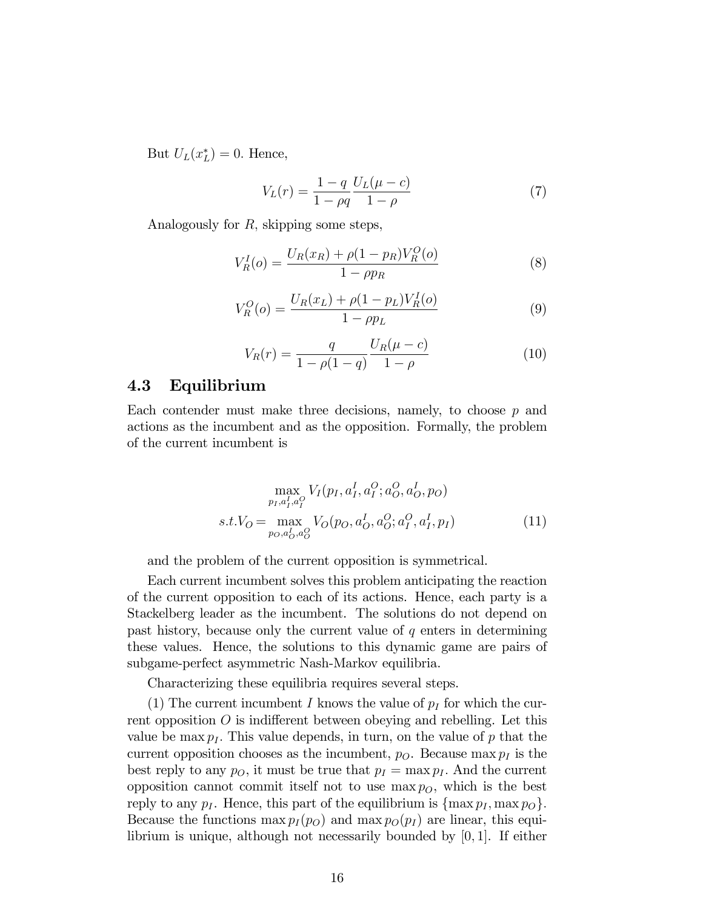But $U_L(x_L^*) = 0$. Hence,

$$V_L(r) = \frac{1-q}{1-\rho q} \frac{U_L(\mu - c)}{1-\rho} \tag{7}$$

Analogously for $R$, skipping some steps,

$$V_R^I(o) = \frac{U_R(x_R) + \rho(1-p_R)V_R^O(o)}{1-\rho p_R} \tag{8}$$

$$V_R^O(o) = \frac{U_R(x_L) + \rho(1-p_L)V_R^I(o)}{1-\rho p_L} \tag{9}$$

$$V_R(r) = \frac{q}{1-\rho(1-q)} \frac{U_R(\mu - c)}{1-\rho} \tag{10}$$

### 4.3 Equilibrium

Each contender must make three decisions, namely, to choose $p$ and actions as the incumbent and as the opposition. Formally, the problem of the current incumbent is

$$\begin{aligned} &\max_{p_I, a_I^I, a_I^O} V_I(p_I, a_I^I, a_I^O; a_O^O, a_O^I, p_O) \\ s.t. V_O = &\max_{p_O, a_O^I, a_O^O} V_O(p_O, a_O^I, a_O^O; a_I^O, a_I^I, p_I) \end{aligned} \tag{11}$$

and the problem of the current opposition is symmetrical.

Each current incumbent solves this problem anticipating the reaction of the current opposition to each of its actions. Hence, each party is a Stackelberg leader as the incumbent. The solutions do not depend on past history, because only the current value of $q$ enters in determining these values. Hence, the solutions to this dynamic game are pairs of subgame-perfect asymmetric Nash-Markov equilibria.

Characterizing these equilibria requires several steps.

(1) The current incumbent $I$ knows the value of $p_I$ for which the current opposition $O$ is indifferent between obeying and rebelling. Let this value be $\max p_I$. This value depends, in turn, on the value of $p$ that the current opposition chooses as the incumbent, $p_O$. Because $\max p_I$ is the best reply to any $p_O$, it must be true that $p_I = \max p_I$. And the current opposition cannot commit itself not to use $\max p_O$, which is the best reply to any $p_I$. Hence, this part of the equilibrium is $\{\max p_I, \max p_O\}$. Because the functions $\max p_I(p_O)$ and $\max p_O(p_I)$ are linear, this equilibrium is unique, although not necessarily bounded by $[0, 1]$. If either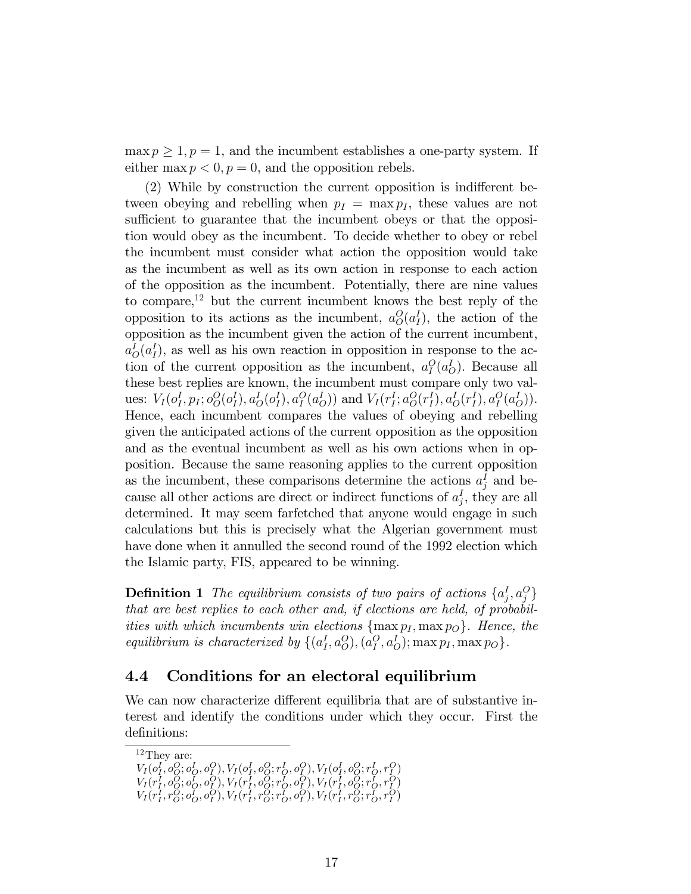$\max p \geq 1, p = 1$, and the incumbent establishes a one-party system. If either $\max p < 0, p = 0$, and the opposition rebels.

(2) While by construction the current opposition is indifferent between obeying and rebelling when $p_I = \max p_I$, these values are not sufficient to guarantee that the incumbent obeys or that the opposition would obey as the incumbent. To decide whether to obey or rebel the incumbent must consider what action the opposition would take as the incumbent as well as its own action in response to each action of the opposition as the incumbent. Potentially, there are nine values to compare,[12] but the current incumbent knows the best reply of the opposition to its actions as the incumbent, $a_O^O(a_I^I)$, the action of the opposition as the incumbent given the action of the current incumbent, $a_O^I(a_I^I)$, as well as his own reaction in opposition in response to the action of the current opposition as the incumbent, $a_I^O(a_O^I)$. Because all these best replies are known, the incumbent must compare only two values: $V_I(o_I^I, p_I; o_O^O(o_I^I), a_O^I(o_I^I), a_I^O(a_O^I))$ and $V_I(r_I^I; a_O^O(r_I^I), a_O^I(r_I^I), a_I^O(a_O^I))$. Hence, each incumbent compares the values of obeying and rebelling given the anticipated actions of the current opposition as the opposition and as the eventual incumbent as well as his own actions when in opposition. Because the same reasoning applies to the current opposition as the incumbent, these comparisons determine the actions $a_j^I$ and because all other actions are direct or indirect functions of $a_j^I$, they are all determined. It may seem farfetched that anyone would engage in such calculations but this is precisely what the Algerian government must have done when it annulled the second round of the 1992 election which the Islamic party, FIS, appeared to be winning.

**Definition 1** *The equilibrium consists of two pairs of actions* $\{a_j^I, a_j^O\}$ *that are best replies to each other and, if elections are held, of probabilities with which incumbents win elections* $\{\max p_I, \max p_O\}$*. Hence, the equilibrium is characterized by* $\{(a_I^I, a_O^O), (a_I^O, a_O^I); \max p_I, \max p_O\}$.

## 4.4 Conditions for an electoral equilibrium

We can now characterize different equilibria that are of substantive interest and identify the conditions under which they occur. First the definitions:

[12] They are:
$V_I(o_I^I, o_O^O; o_O^I, o_I^O), V_I(o_I^I, o_O^O; r_O^I, o_I^O), V_I(o_I^I, o_O^O; r_O^I, r_I^O)$
$V_I(r_I^I, o_O^O; o_O^I, o_I^O), V_I(r_I^I, o_O^O; r_O^I, o_I^O), V_I(r_I^I, o_O^O; r_O^I, r_I^O)$
$V_I(r_I^I, r_O^O; o_O^I, o_I^O), V_I(r_I^I, r_O^O; r_O^I, o_I^O), V_I(r_I^I, r_O^O; r_O^I, r_I^O)$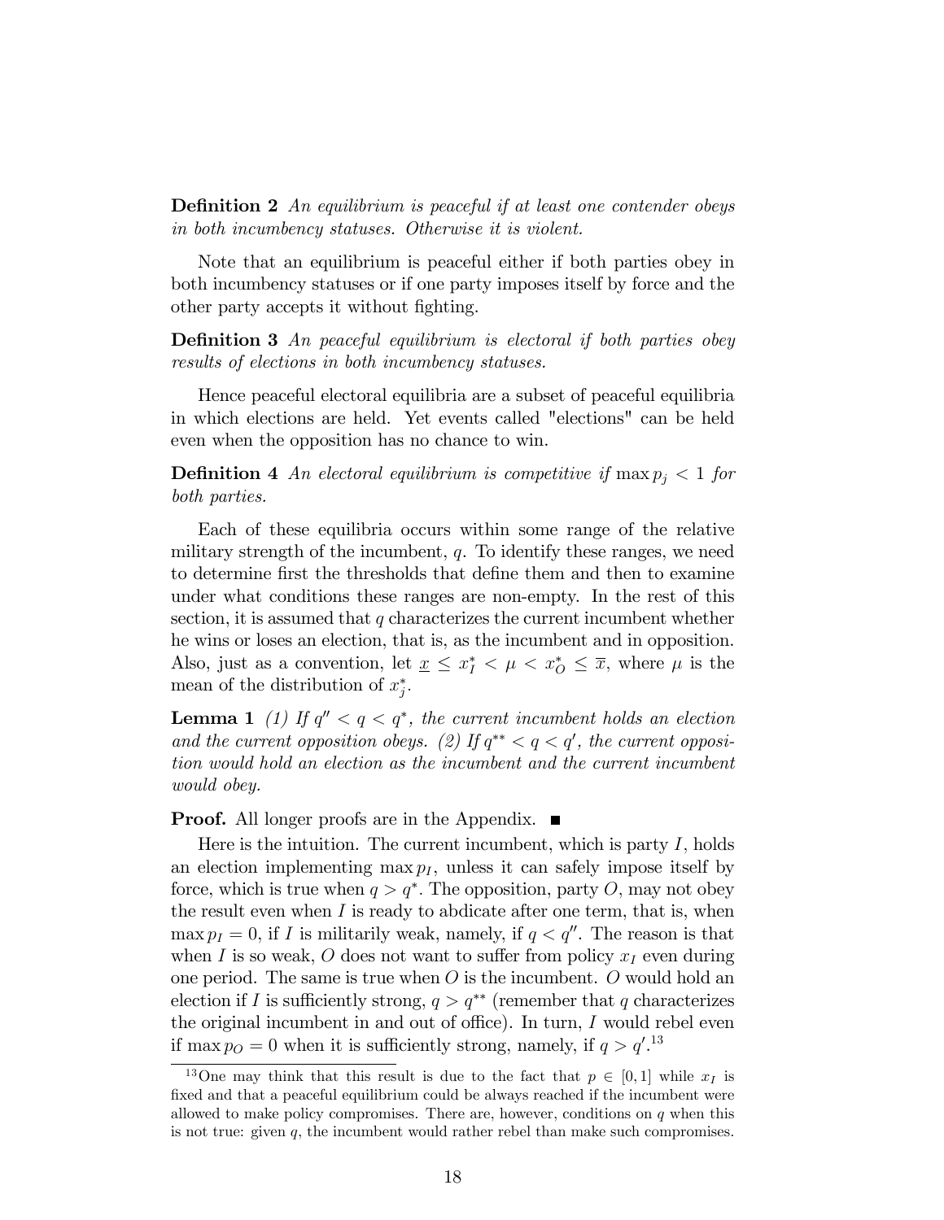**Definition 2** *An equilibrium is peaceful if at least one contender obeys in both incumbency statuses. Otherwise it is violent.*

Note that an equilibrium is peaceful either if both parties obey in both incumbency statuses or if one party imposes itself by force and the other party accepts it without fighting.

**Definition 3** *An peaceful equilibrium is electoral if both parties obey results of elections in both incumbency statuses.*

Hence peaceful electoral equilibria are a subset of peaceful equilibria in which elections are held. Yet events called "elections" can be held even when the opposition has no chance to win.

**Definition 4** *An electoral equilibrium is competitive if* $\max p_j < 1$ *for both parties.*

Each of these equilibria occurs within some range of the relative military strength of the incumbent, $q$. To identify these ranges, we need to determine first the thresholds that define them and then to examine under what conditions these ranges are non-empty. In the rest of this section, it is assumed that $q$ characterizes the current incumbent whether he wins or loses an election, that is, as the incumbent and in opposition. Also, just as a convention, let $\underline{x} \leq x_I^* < \mu < x_O^* \leq \overline{x}$, where $\mu$ is the mean of the distribution of $x_j^*$.

**Lemma 1** *(1) If* $q'' < q < q^*$*, the current incumbent holds an election and the current opposition obeys. (2) If* $q^{**} < q < q'$*, the current opposition would hold an election as the incumbent and the current incumbent would obey.*

**Proof.** All longer proofs are in the Appendix. ■

Here is the intuition. The current incumbent, which is party $I$, holds an election implementing $\max p_I$, unless it can safely impose itself by force, which is true when $q > q^*$. The opposition, party $O$, may not obey the result even when $I$ is ready to abdicate after one term, that is, when $\max p_I = 0$, if $I$ is militarily weak, namely, if $q < q''$. The reason is that when $I$ is so weak, $O$ does not want to suffer from policy $x_I$ even during one period. The same is true when $O$ is the incumbent. $O$ would hold an election if $I$ is sufficiently strong, $q > q^{**}$ (remember that $q$ characterizes the original incumbent in and out of office). In turn, $I$ would rebel even if $\max p_O = 0$ when it is sufficiently strong, namely, if $q > q'$.[13]

[13] One may think that this result is due to the fact that $p \in [0, 1]$ while $x_I$ is fixed and that a peaceful equilibrium could be always reached if the incumbent were allowed to make policy compromises. There are, however, conditions on $q$ when this is not true: given $q$, the incumbent would rather rebel than make such compromises.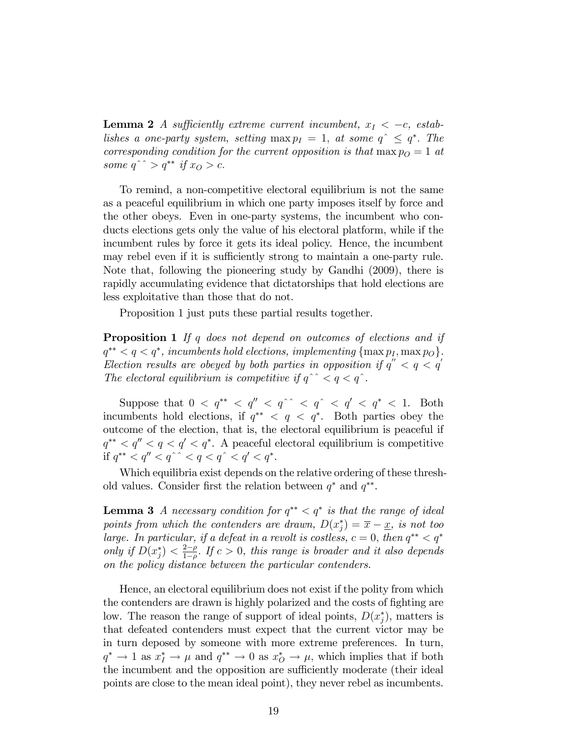**Lemma 2** *A sufficiently extreme current incumbent, $x_I < -c$, establishes a one-party system, setting $\max p_I = 1$, at some $q^{\hat{}} \leq q^*$. The corresponding condition for the current opposition is that $\max p_O = 1$ at some $q^{\hat{}\hat{}} > q^{**}$ if $x_O > c$.*

To remind, a non-competitive electoral equilibrium is not the same as a peaceful equilibrium in which one party imposes itself by force and the other obeys. Even in one-party systems, the incumbent who conducts elections gets only the value of his electoral platform, while if the incumbent rules by force it gets its ideal policy. Hence, the incumbent may rebel even if it is sufficiently strong to maintain a one-party rule. Note that, following the pioneering study by Gandhi (2009), there is rapidly accumulating evidence that dictatorships that hold elections are less exploitative than those that do not.

Proposition 1 just puts these partial results together.

**Proposition 1** *If $q$ does not depend on outcomes of elections and if $q^{**} < q < q^*$, incumbents hold elections, implementing $\{\max p_I, \max p_O\}$. Election results are obeyed by both parties in opposition if $q^{''} < q < q^{'}$ The electoral equilibrium is competitive if $q^{\hat{}\hat{}} < q < q^{\hat{}}$.*

Suppose that $0 < q^{**} < q'' < q^{\hat{}\hat{}} < q^{\hat{}} < q' < q^* < 1$. Both incumbents hold elections, if $q^{**} < q < q^*$. Both parties obey the outcome of the election, that is, the electoral equilibrium is peaceful if $q^{**} < q'' < q < q' < q^*$. A peaceful electoral equilibrium is competitive if $q^{**} < q'' < q^{\hat{}\hat{}} < q < q^{\hat{}} < q' < q^*$.

Which equilibria exist depends on the relative ordering of these threshold values. Consider first the relation between $q^*$ and $q^{**}$.

**Lemma 3** *A necessary condition for $q^{**} < q^*$ is that the range of ideal points from which the contenders are drawn, $D(x_j^*) = \overline{x} - \underline{x}$, is not too large. In particular, if a defeat in a revolt is costless, $c = 0$, then $q^{**} < q^*$ only if $D(x_j^*) < \frac{2-\rho}{1-\rho}$. If $c > 0$, this range is broader and it also depends on the policy distance between the particular contenders.*

Hence, an electoral equilibrium does not exist if the polity from which the contenders are drawn is highly polarized and the costs of fighting are low. The reason the range of support of ideal points, $D(x_j^*)$, matters is that defeated contenders must expect that the current victor may be in turn deposed by someone with more extreme preferences. In turn, $q^* \to 1$ as $x_I^* \to \mu$ and $q^{**} \to 0$ as $x_O^* \to \mu$, which implies that if both the incumbent and the opposition are sufficiently moderate (their ideal points are close to the mean ideal point), they never rebel as incumbents.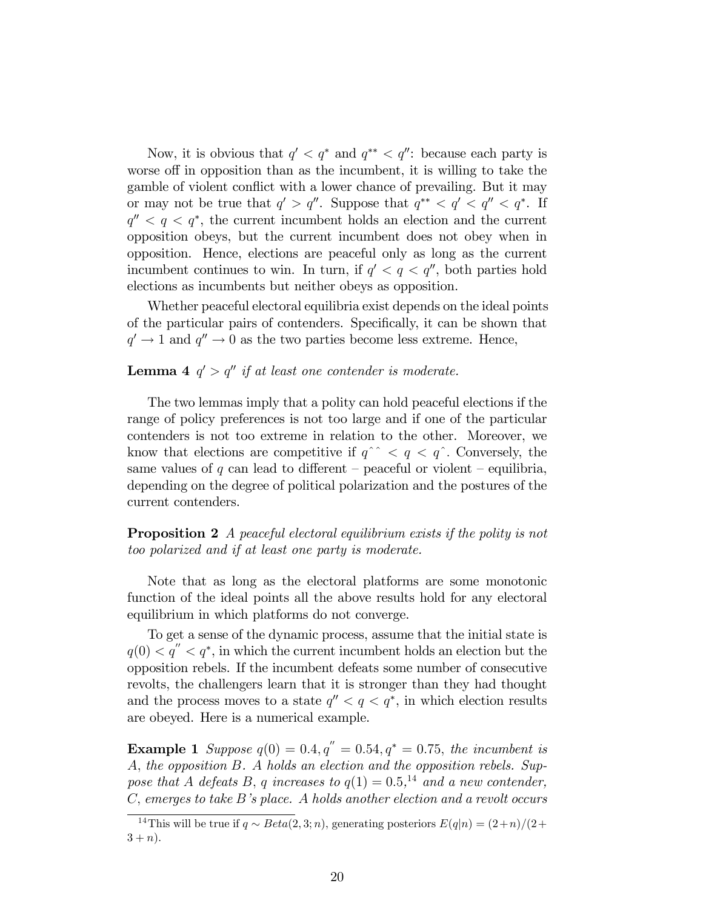Now, it is obvious that $q' < q^*$ and $q^{**} < q''$: because each party is worse off in opposition than as the incumbent, it is willing to take the gamble of violent conflict with a lower chance of prevailing. But it may or may not be true that $q' > q''$. Suppose that $q^{**} < q' < q'' < q^*$. If $q'' < q < q^*$, the current incumbent holds an election and the current opposition obeys, but the current incumbent does not obey when in opposition. Hence, elections are peaceful only as long as the current incumbent continues to win. In turn, if $q' < q < q''$, both parties hold elections as incumbents but neither obeys as opposition.

Whether peaceful electoral equilibria exist depends on the ideal points of the particular pairs of contenders. Specifically, it can be shown that $q' \to 1$ and $q'' \to 0$ as the two parties become less extreme. Hence,

**Lemma 4** *$q' > q''$ if at least one contender is moderate.*

The two lemmas imply that a polity can hold peaceful elections if the range of policy preferences is not too large and if one of the particular contenders is not too extreme in relation to the other. Moreover, we know that elections are competitive if $q^{\hat{}\hat{}} < q < q^{\hat{}}$. Conversely, the same values of $q$ can lead to different – peaceful or violent – equilibria, depending on the degree of political polarization and the postures of the current contenders.

**Proposition 2** *A peaceful electoral equilibrium exists if the polity is not too polarized and if at least one party is moderate.*

Note that as long as the electoral platforms are some monotonic function of the ideal points all the above results hold for any electoral equilibrium in which platforms do not converge.

To get a sense of the dynamic process, assume that the initial state is $q(0) < q'' < q^*$, in which the current incumbent holds an election but the opposition rebels. If the incumbent defeats some number of consecutive revolts, the challengers learn that it is stronger than they had thought and the process moves to a state $q'' < q < q^*$, in which election results are obeyed. Here is a numerical example.

**Example 1** *Suppose $q(0) = 0.4, q'' = 0.54, q^* = 0.75$, the incumbent is A, the opposition B. A holds an election and the opposition rebels. Suppose that A defeats B, q increases to $q(1) = 0.5$,*[14] *and a new contender, C, emerges to take B's place. A holds another election and a revolt occurs*

[14] This will be true if $q \sim Beta(2, 3; n)$, generating posteriors $E(q|n) = (2+n)/(2+3+n)$.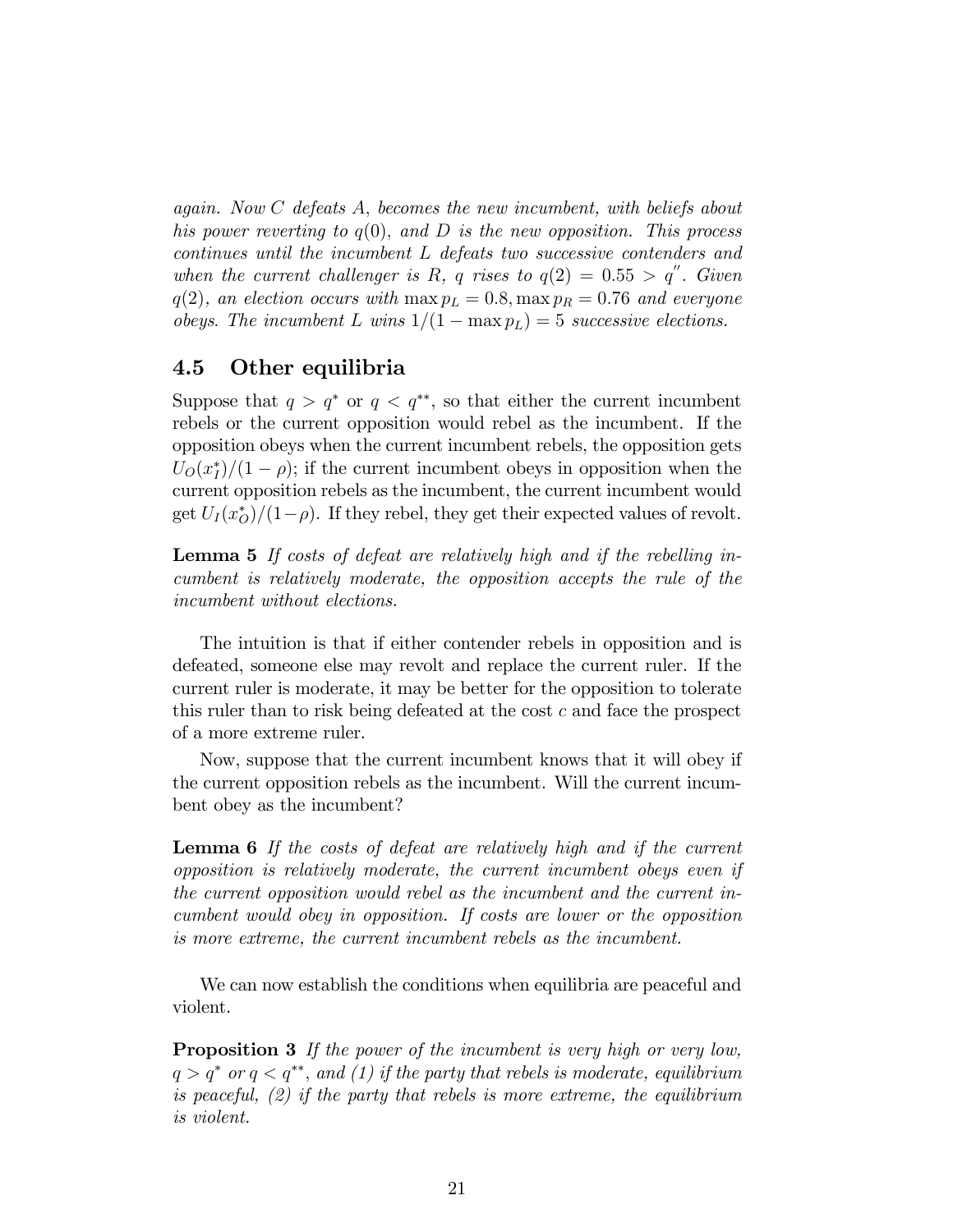*again. Now C defeats A, becomes the new incumbent, with beliefs about his power reverting to $q(0)$, and D is the new opposition. This process continues until the incumbent L defeats two successive contenders and when the current challenger is R, q rises to $q(2) = 0.55 > q''$. Given $q(2)$, an election occurs with $\max p_L = 0.8, \max p_R = 0.76$ and everyone obeys. The incumbent L wins $1/(1 - \max p_L) = 5$ successive elections.*

## 4.5 Other equilibria

Suppose that $q > q^*$ or $q < q^{**}$, so that either the current incumbent rebels or the current opposition would rebel as the incumbent. If the opposition obeys when the current incumbent rebels, the opposition gets $U_O(x_I^*)/(1-\rho)$; if the current incumbent obeys in opposition when the current opposition rebels as the incumbent, the current incumbent would get $U_I(x_O^*)/(1-\rho)$. If they rebel, they get their expected values of revolt.

**Lemma 5** *If costs of defeat are relatively high and if the rebelling incumbent is relatively moderate, the opposition accepts the rule of the incumbent without elections.*

The intuition is that if either contender rebels in opposition and is defeated, someone else may revolt and replace the current ruler. If the current ruler is moderate, it may be better for the opposition to tolerate this ruler than to risk being defeated at the cost $c$ and face the prospect of a more extreme ruler.

Now, suppose that the current incumbent knows that it will obey if the current opposition rebels as the incumbent. Will the current incumbent obey as the incumbent?

**Lemma 6** *If the costs of defeat are relatively high and if the current opposition is relatively moderate, the current incumbent obeys even if the current opposition would rebel as the incumbent and the current incumbent would obey in opposition. If costs are lower or the opposition is more extreme, the current incumbent rebels as the incumbent.*

We can now establish the conditions when equilibria are peaceful and violent.

**Proposition 3** *If the power of the incumbent is very high or very low, $q > q^*$ or $q < q^{**}$, and (1) if the party that rebels is moderate, equilibrium is peaceful, (2) if the party that rebels is more extreme, the equilibrium is violent.*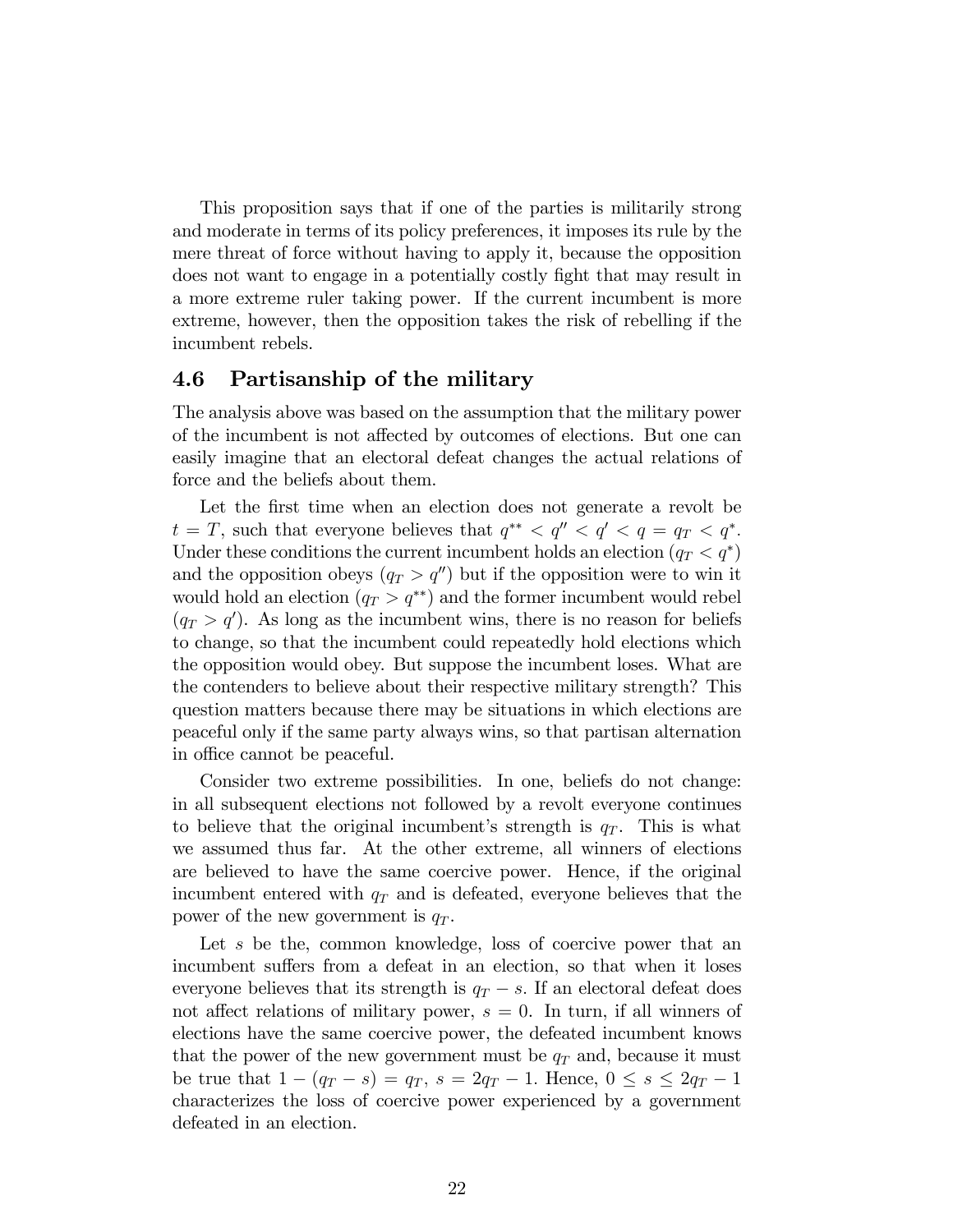This proposition says that if one of the parties is militarily strong and moderate in terms of its policy preferences, it imposes its rule by the mere threat of force without having to apply it, because the opposition does not want to engage in a potentially costly fight that may result in a more extreme ruler taking power. If the current incumbent is more extreme, however, then the opposition takes the risk of rebelling if the incumbent rebels.

### 4.6 Partisanship of the military

The analysis above was based on the assumption that the military power of the incumbent is not affected by outcomes of elections. But one can easily imagine that an electoral defeat changes the actual relations of force and the beliefs about them.

Let the first time when an election does not generate a revolt be $t = T$, such that everyone believes that $q^{**} < q'' < q' < q = q_T < q^*$. Under these conditions the current incumbent holds an election ($q_T < q^*$) and the opposition obeys ($q_T > q''$) but if the opposition were to win it would hold an election ($q_T > q^{**}$) and the former incumbent would rebel ($q_T > q'$). As long as the incumbent wins, there is no reason for beliefs to change, so that the incumbent could repeatedly hold elections which the opposition would obey. But suppose the incumbent loses. What are the contenders to believe about their respective military strength? This question matters because there may be situations in which elections are peaceful only if the same party always wins, so that partisan alternation in office cannot be peaceful.

Consider two extreme possibilities. In one, beliefs do not change: in all subsequent elections not followed by a revolt everyone continues to believe that the original incumbent's strength is $q_T$. This is what we assumed thus far. At the other extreme, all winners of elections are believed to have the same coercive power. Hence, if the original incumbent entered with $q_T$ and is defeated, everyone believes that the power of the new government is $q_T$.

Let $s$ be the, common knowledge, loss of coercive power that an incumbent suffers from a defeat in an election, so that when it loses everyone believes that its strength is $q_T - s$. If an electoral defeat does not affect relations of military power, $s = 0$. In turn, if all winners of elections have the same coercive power, the defeated incumbent knows that the power of the new government must be $q_T$ and, because it must be true that $1 - (q_T - s) = q_T$, $s = 2q_T - 1$. Hence, $0 \leq s \leq 2q_T - 1$ characterizes the loss of coercive power experienced by a government defeated in an election.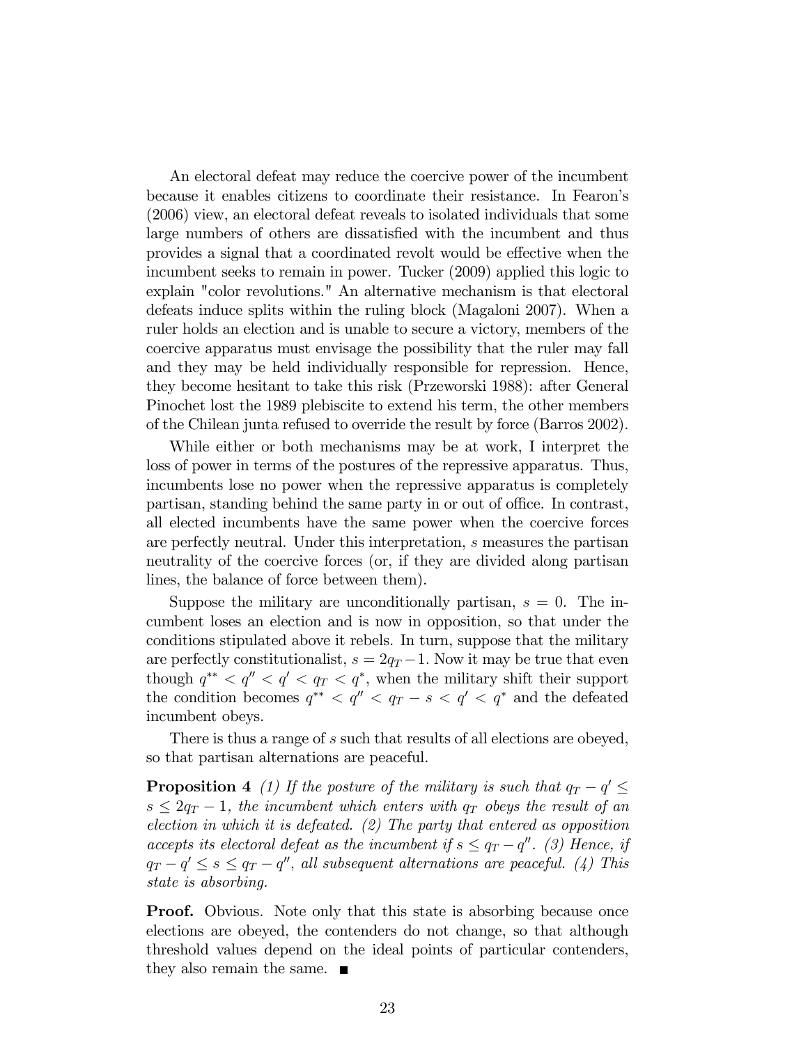An electoral defeat may reduce the coercive power of the incumbent because it enables citizens to coordinate their resistance. In Fearon's (2006) view, an electoral defeat reveals to isolated individuals that some large numbers of others are dissatisfied with the incumbent and thus provides a signal that a coordinated revolt would be effective when the incumbent seeks to remain in power. Tucker (2009) applied this logic to explain "color revolutions." An alternative mechanism is that electoral defeats induce splits within the ruling block (Magaloni 2007). When a ruler holds an election and is unable to secure a victory, members of the coercive apparatus must envisage the possibility that the ruler may fall and they may be held individually responsible for repression. Hence, they become hesitant to take this risk (Przeworski 1988): after General Pinochet lost the 1989 plebiscite to extend his term, the other members of the Chilean junta refused to override the result by force (Barros 2002).

While either or both mechanisms may be at work, I interpret the loss of power in terms of the postures of the repressive apparatus. Thus, incumbents lose no power when the repressive apparatus is completely partisan, standing behind the same party in or out of office. In contrast, all elected incumbents have the same power when the coercive forces are perfectly neutral. Under this interpretation, $s$ measures the partisan neutrality of the coercive forces (or, if they are divided along partisan lines, the balance of force between them).

Suppose the military are unconditionally partisan, $s = 0$. The incumbent loses an election and is now in opposition, so that under the conditions stipulated above it rebels. In turn, suppose that the military are perfectly constitutionalist, $s = 2q_T - 1$. Now it may be true that even though $q^{**} < q'' < q' < q_T < q^*$, when the military shift their support the condition becomes $q^{**} < q'' < q_T - s < q' < q^*$ and the defeated incumbent obeys.

There is thus a range of $s$ such that results of all elections are obeyed, so that partisan alternations are peaceful.

**Proposition 4** *(1) If the posture of the military is such that* $q_T - q' \leq s \leq 2q_T - 1$*, the incumbent which enters with* $q_T$ *obeys the result of an election in which it is defeated. (2) The party that entered as opposition accepts its electoral defeat as the incumbent if* $s \leq q_T - q''$*. (3) Hence, if* $q_T - q' \leq s \leq q_T - q''$*, all subsequent alternations are peaceful. (4) This state is absorbing.*

**Proof.** Obvious. Note only that this state is absorbing because once elections are obeyed, the contenders do not change, so that although threshold values depend on the ideal points of particular contenders, they also remain the same. ■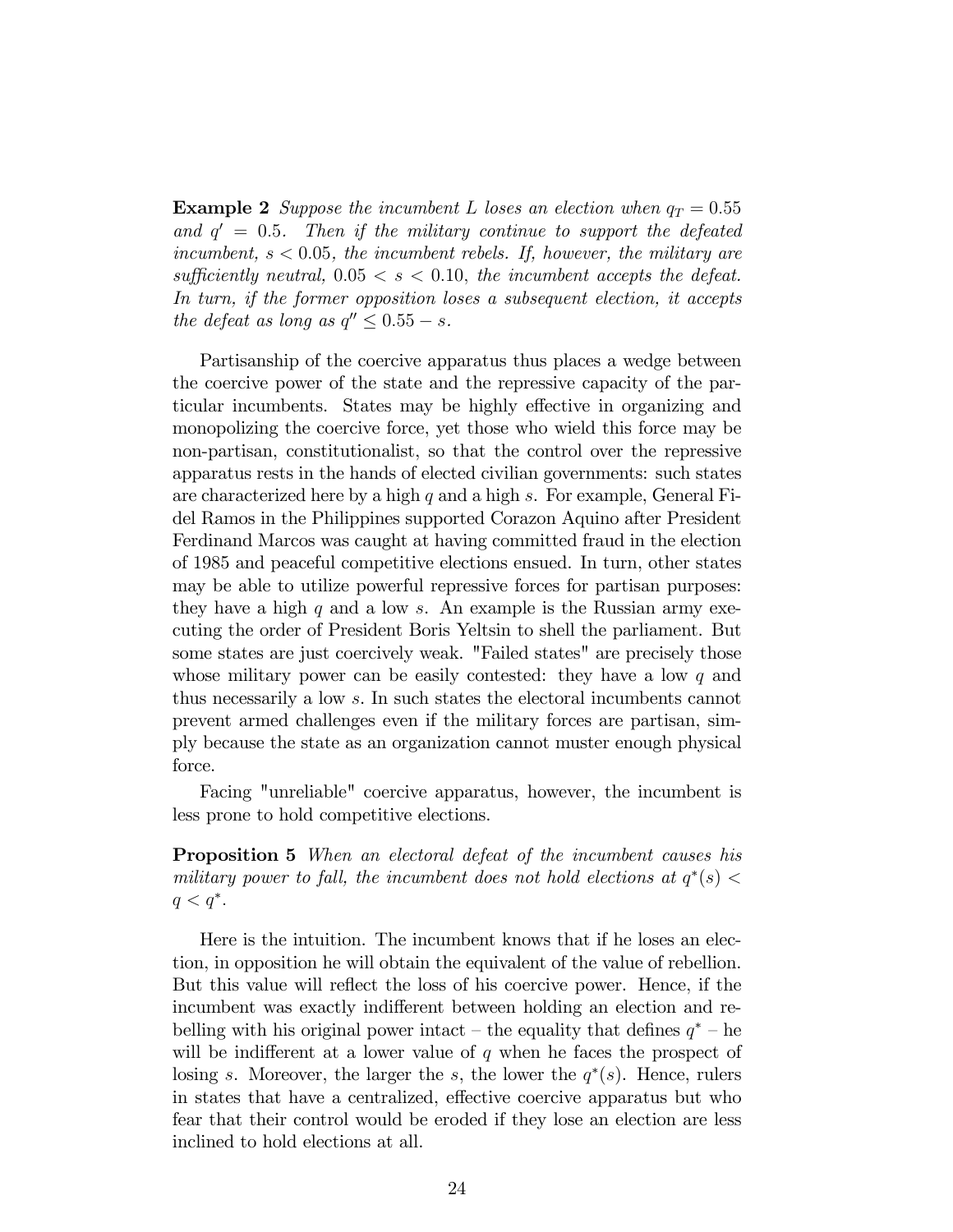**Example 2** *Suppose the incumbent L loses an election when $q_T = 0.55$ and $q' = 0.5$. Then if the military continue to support the defeated incumbent, $s < 0.05$, the incumbent rebels. If, however, the military are sufficiently neutral, $0.05 < s < 0.10$, the incumbent accepts the defeat. In turn, if the former opposition loses a subsequent election, it accepts the defeat as long as $q'' \leq 0.55 - s$.*

Partisanship of the coercive apparatus thus places a wedge between the coercive power of the state and the repressive capacity of the particular incumbents. States may be highly effective in organizing and monopolizing the coercive force, yet those who wield this force may be non-partisan, constitutionalist, so that the control over the repressive apparatus rests in the hands of elected civilian governments: such states are characterized here by a high $q$ and a high $s$. For example, General Fidel Ramos in the Philippines supported Corazon Aquino after President Ferdinand Marcos was caught at having committed fraud in the election of 1985 and peaceful competitive elections ensued. In turn, other states may be able to utilize powerful repressive forces for partisan purposes: they have a high $q$ and a low $s$. An example is the Russian army executing the order of President Boris Yeltsin to shell the parliament. But some states are just coercively weak. "Failed states" are precisely those whose military power can be easily contested: they have a low $q$ and thus necessarily a low $s$. In such states the electoral incumbents cannot prevent armed challenges even if the military forces are partisan, simply because the state as an organization cannot muster enough physical force.

Facing "unreliable" coercive apparatus, however, the incumbent is less prone to hold competitive elections.

**Proposition 5** *When an electoral defeat of the incumbent causes his military power to fall, the incumbent does not hold elections at $q^*(s) < q < q^*$.*

Here is the intuition. The incumbent knows that if he loses an election, in opposition he will obtain the equivalent of the value of rebellion. But this value will reflect the loss of his coercive power. Hence, if the incumbent was exactly indifferent between holding an election and rebelling with his original power intact – the equality that defines $q^*$ – he will be indifferent at a lower value of $q$ when he faces the prospect of losing $s$. Moreover, the larger the $s$, the lower the $q^*(s)$. Hence, rulers in states that have a centralized, effective coercive apparatus but who fear that their control would be eroded if they lose an election are less inclined to hold elections at all.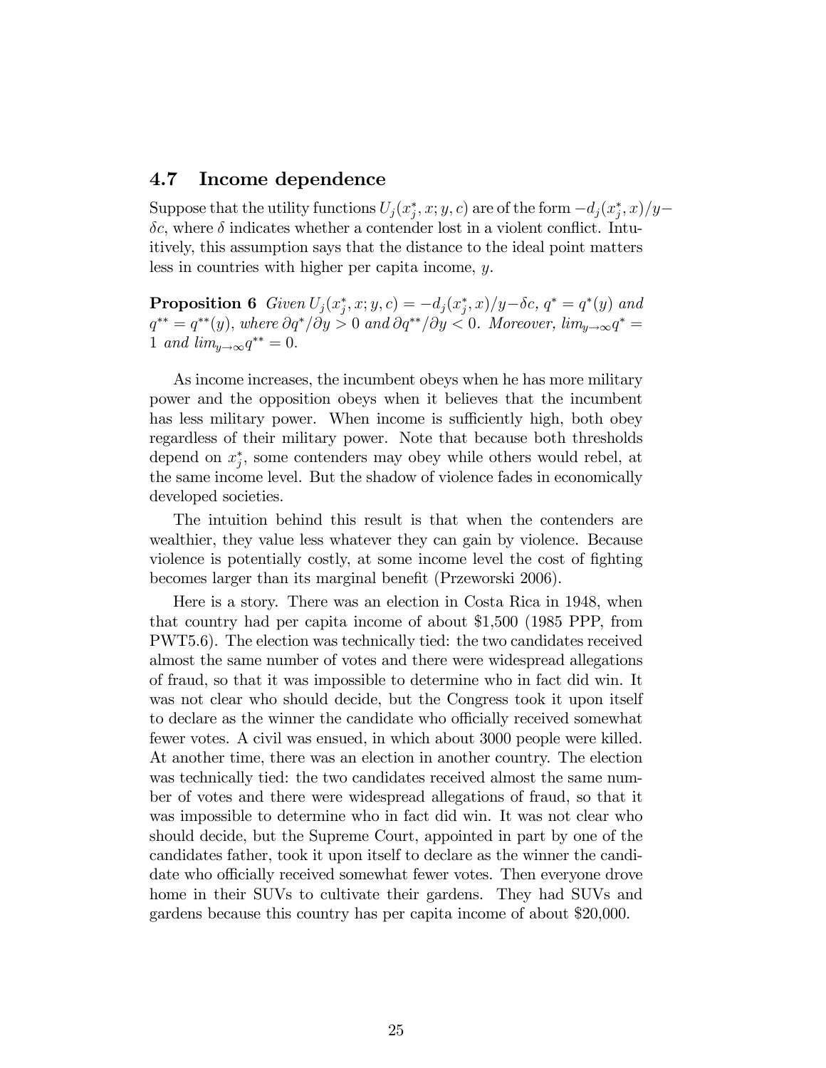### 4.7 Income dependence

Suppose that the utility functions $U_j(x_j^*, x; y, c)$ are of the form $-d_j(x_j^*, x)/y - \delta c$, where $\delta$ indicates whether a contender lost in a violent conflict. Intuitively, this assumption says that the distance to the ideal point matters less in countries with higher per capita income, $y$.

**Proposition 6** *Given $U_j(x_j^*, x; y, c) = -d_j(x_j^*, x)/y - \delta c$, $q^* = q^*(y)$ and $q^{**} = q^{**}(y)$, where $\partial q^*/\partial y > 0$ and $\partial q^{**}/\partial y < 0$. Moreover, $lim_{y\to\infty} q^* = 1$ and $lim_{y\to\infty} q^{**} = 0$.*

As income increases, the incumbent obeys when he has more military power and the opposition obeys when it believes that the incumbent has less military power. When income is sufficiently high, both obey regardless of their military power. Note that because both thresholds depend on $x_j^*$, some contenders may obey while others would rebel, at the same income level. But the shadow of violence fades in economically developed societies.

The intuition behind this result is that when the contenders are wealthier, they value less whatever they can gain by violence. Because violence is potentially costly, at some income level the cost of fighting becomes larger than its marginal benefit (Przeworski 2006).

Here is a story. There was an election in Costa Rica in 1948, when that country had per capita income of about $1,500 (1985 PPP, from PWT5.6). The election was technically tied: the two candidates received almost the same number of votes and there were widespread allegations of fraud, so that it was impossible to determine who in fact did win. It was not clear who should decide, but the Congress took it upon itself to declare as the winner the candidate who officially received somewhat fewer votes. A civil was ensued, in which about 3000 people were killed. At another time, there was an election in another country. The election was technically tied: the two candidates received almost the same number of votes and there were widespread allegations of fraud, so that it was impossible to determine who in fact did win. It was not clear who should decide, but the Supreme Court, appointed in part by one of the candidates father, took it upon itself to declare as the winner the candidate who officially received somewhat fewer votes. Then everyone drove home in their SUVs to cultivate their gardens. They had SUVs and gardens because this country has per capita income of about $20,000.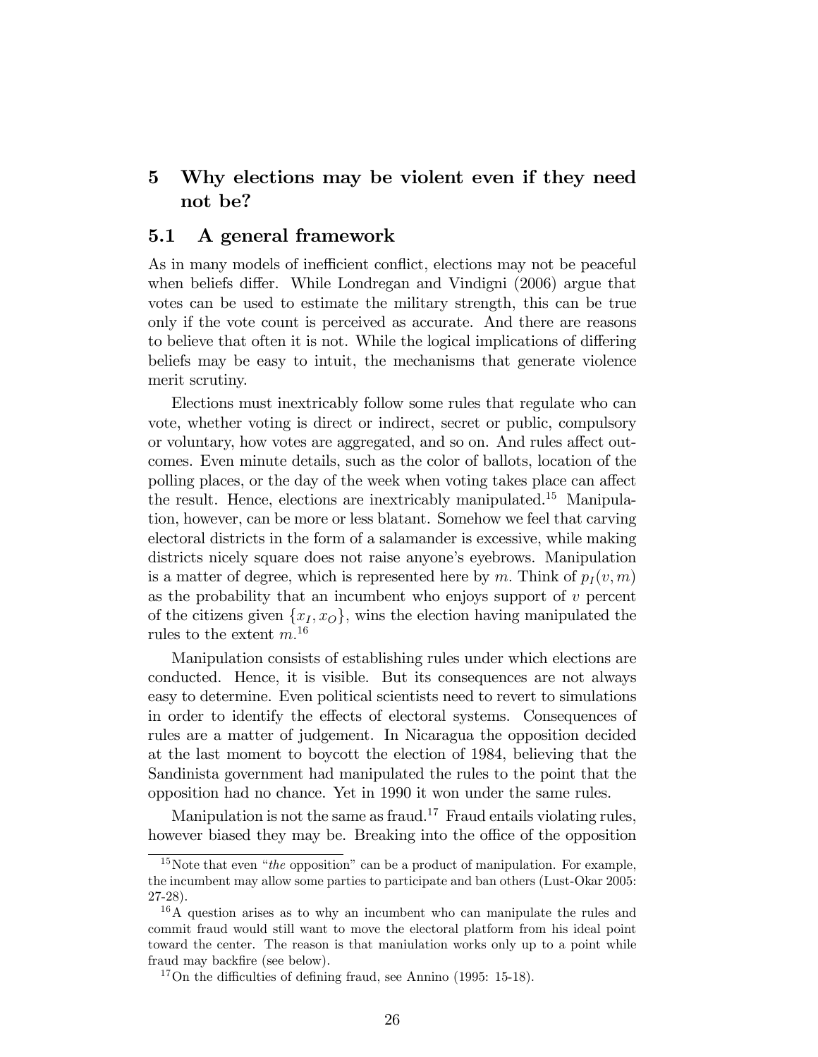## 5 Why elections may be violent even if they need not be?

### 5.1 A general framework

As in many models of inefficient conflict, elections may not be peaceful when beliefs differ. While Londregan and Vindigni (2006) argue that votes can be used to estimate the military strength, this can be true only if the vote count is perceived as accurate. And there are reasons to believe that often it is not. While the logical implications of differing beliefs may be easy to intuit, the mechanisms that generate violence merit scrutiny.

Elections must inextricably follow some rules that regulate who can vote, whether voting is direct or indirect, secret or public, compulsory or voluntary, how votes are aggregated, and so on. And rules affect outcomes. Even minute details, such as the color of ballots, location of the polling places, or the day of the week when voting takes place can affect the result. Hence, elections are inextricably manipulated.[15] Manipulation, however, can be more or less blatant. Somehow we feel that carving electoral districts in the form of a salamander is excessive, while making districts nicely square does not raise anyone's eyebrows. Manipulation is a matter of degree, which is represented here by $m$. Think of $p_I(v, m)$ as the probability that an incumbent who enjoys support of $v$ percent of the citizens given $\{x_I, x_O\}$, wins the election having manipulated the rules to the extent $m$.[16]

Manipulation consists of establishing rules under which elections are conducted. Hence, it is visible. But its consequences are not always easy to determine. Even political scientists need to revert to simulations in order to identify the effects of electoral systems. Consequences of rules are a matter of judgement. In Nicaragua the opposition decided at the last moment to boycott the election of 1984, believing that the Sandinista government had manipulated the rules to the point that the opposition had no chance. Yet in 1990 it won under the same rules.

Manipulation is not the same as fraud.[17] Fraud entails violating rules, however biased they may be. Breaking into the office of the opposition

---

[15] Note that even "*the* opposition" can be a product of manipulation. For example, the incumbent may allow some parties to participate and ban others (Lust-Okar 2005: 27-28).

[16] A question arises as to why an incumbent who can manipulate the rules and commit fraud would still want to move the electoral platform from his ideal point toward the center. The reason is that maniulation works only up to a point while fraud may backfire (see below).

[17] On the difficulties of defining fraud, see Annino (1995: 15-18).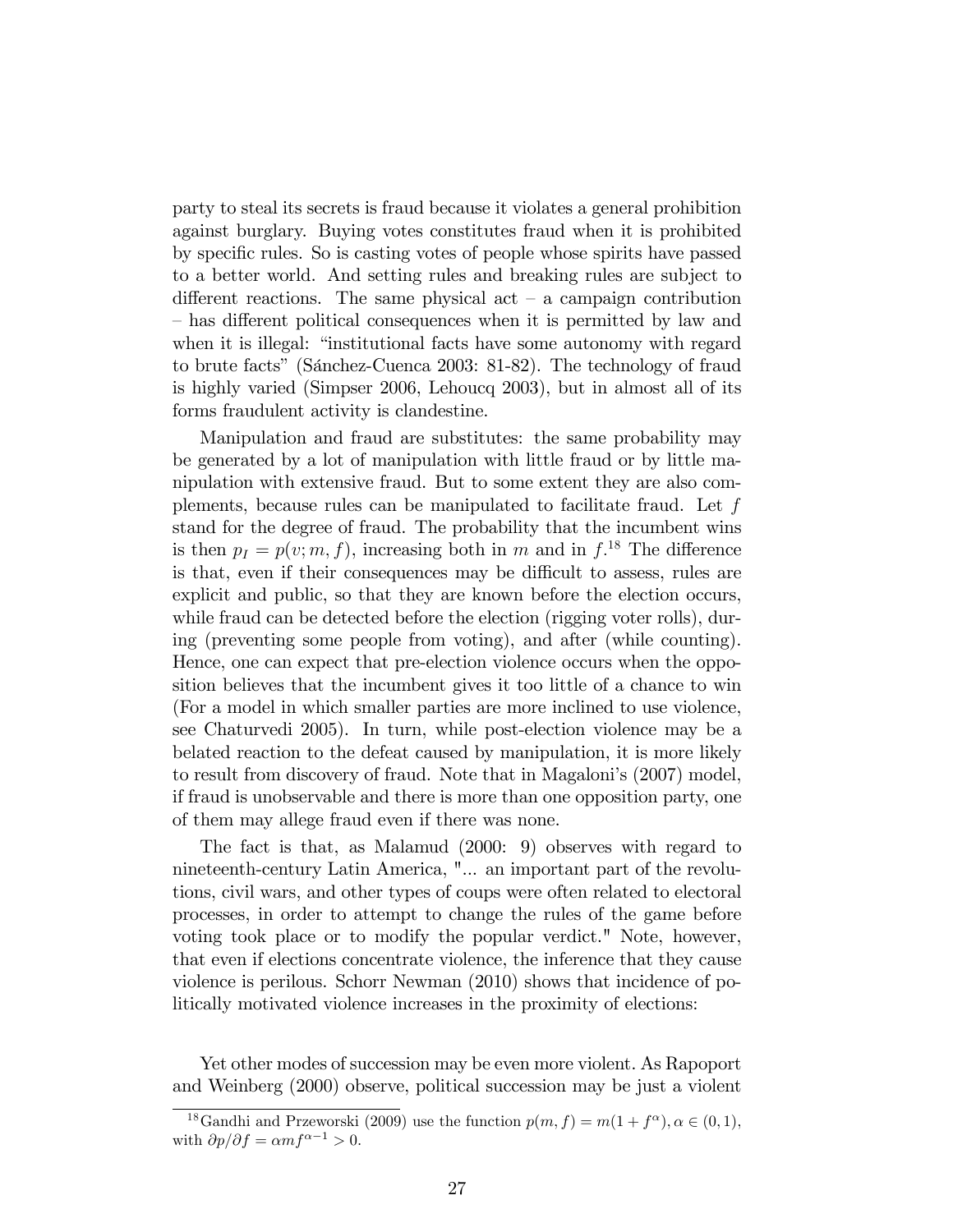party to steal its secrets is fraud because it violates a general prohibition against burglary. Buying votes constitutes fraud when it is prohibited by specific rules. So is casting votes of people whose spirits have passed to a better world. And setting rules and breaking rules are subject to different reactions. The same physical act – a campaign contribution – has different political consequences when it is permitted by law and when it is illegal: "institutional facts have some autonomy with regard to brute facts" (Sánchez-Cuenca 2003: 81-82). The technology of fraud is highly varied (Simpser 2006, Lehoucq 2003), but in almost all of its forms fraudulent activity is clandestine.

Manipulation and fraud are substitutes: the same probability may be generated by a lot of manipulation with little fraud or by little manipulation with extensive fraud. But to some extent they are also complements, because rules can be manipulated to facilitate fraud. Let $f$ stand for the degree of fraud. The probability that the incumbent wins is then $p_I = p(v; m, f)$, increasing both in $m$ and in $f$.[18] The difference is that, even if their consequences may be difficult to assess, rules are explicit and public, so that they are known before the election occurs, while fraud can be detected before the election (rigging voter rolls), during (preventing some people from voting), and after (while counting). Hence, one can expect that pre-election violence occurs when the opposition believes that the incumbent gives it too little of a chance to win (For a model in which smaller parties are more inclined to use violence, see Chaturvedi 2005). In turn, while post-election violence may be a belated reaction to the defeat caused by manipulation, it is more likely to result from discovery of fraud. Note that in Magaloni's (2007) model, if fraud is unobservable and there is more than one opposition party, one of them may allege fraud even if there was none.

The fact is that, as Malamud (2000: 9) observes with regard to nineteenth-century Latin America, "... an important part of the revolutions, civil wars, and other types of coups were often related to electoral processes, in order to attempt to change the rules of the game before voting took place or to modify the popular verdict." Note, however, that even if elections concentrate violence, the inference that they cause violence is perilous. Schorr Newman (2010) shows that incidence of politically motivated violence increases in the proximity of elections:

Yet other modes of succession may be even more violent. As Rapoport and Weinberg (2000) observe, political succession may be just a violent

[18] Gandhi and Przeworski (2009) use the function $p(m, f) = m(1 + f^{\alpha}), \alpha \in (0, 1)$, with $\partial p / \partial f = \alpha m f^{\alpha - 1} > 0$.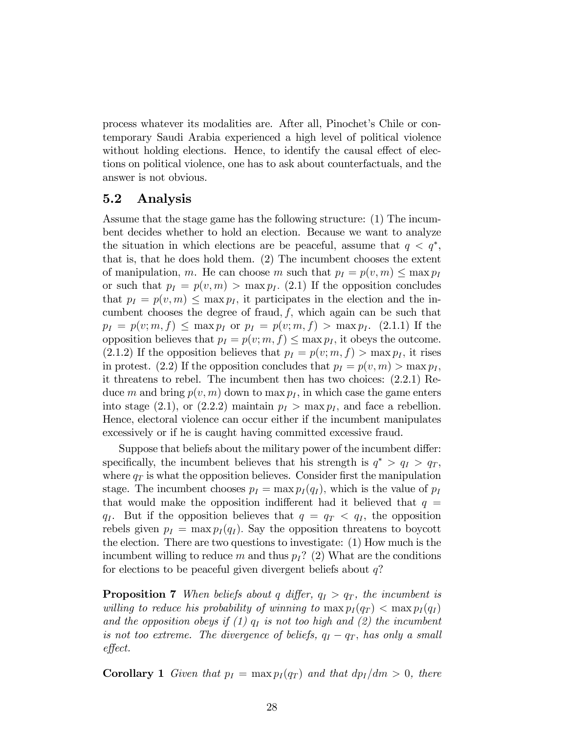process whatever its modalities are. After all, Pinochet's Chile or contemporary Saudi Arabia experienced a high level of political violence without holding elections. Hence, to identify the causal effect of elections on political violence, one has to ask about counterfactuals, and the answer is not obvious.

## 5.2 Analysis

Assume that the stage game has the following structure: (1) The incumbent decides whether to hold an election. Because we want to analyze the situation in which elections are be peaceful, assume that $q < q^*$, that is, that he does hold them. (2) The incumbent chooses the extent of manipulation, $m$. He can choose $m$ such that $p_I = p(v, m) \leq \max p_I$ or such that $p_I = p(v, m) > \max p_I$. (2.1) If the opposition concludes that $p_I = p(v, m) \leq \max p_I$, it participates in the election and the incumbent chooses the degree of fraud, $f$, which again can be such that $p_I = p(v; m, f) \leq \max p_I$ or $p_I = p(v; m, f) > \max p_I$. (2.1.1) If the opposition believes that $p_I = p(v; m, f) \leq \max p_I$, it obeys the outcome. (2.1.2) If the opposition believes that $p_I = p(v; m, f) > \max p_I$, it rises in protest. (2.2) If the opposition concludes that $p_I = p(v, m) > \max p_I$, it threatens to rebel. The incumbent then has two choices: (2.2.1) Reduce $m$ and bring $p(v, m)$ down to $\max p_I$, in which case the game enters into stage (2.1), or (2.2.2) maintain $p_I > \max p_I$, and face a rebellion. Hence, electoral violence can occur either if the incumbent manipulates excessively or if he is caught having committed excessive fraud.

Suppose that beliefs about the military power of the incumbent differ: specifically, the incumbent believes that his strength is $q^* > q_I > q_T$, where $q_T$ is what the opposition believes. Consider first the manipulation stage. The incumbent chooses $p_I = \max p_I(q_I)$, which is the value of $p_I$ that would make the opposition indifferent had it believed that $q = q_I$. But if the opposition believes that $q = q_T < q_I$, the opposition rebels given $p_I = \max p_I(q_I)$. Say the opposition threatens to boycott the election. There are two questions to investigate: (1) How much is the incumbent willing to reduce $m$ and thus $p_I$? (2) What are the conditions for elections to be peaceful given divergent beliefs about $q$?

**Proposition 7** *When beliefs about $q$ differ, $q_I > q_T$, the incumbent is willing to reduce his probability of winning to $\max p_I(q_T) < \max p_I(q_I)$ and the opposition obeys if (1) $q_I$ is not too high and (2) the incumbent is not too extreme. The divergence of beliefs, $q_I - q_T$, has only a small effect.*

**Corollary 1** *Given that $p_I = \max p_I(q_T)$ and that $dp_I/dm > 0$, there*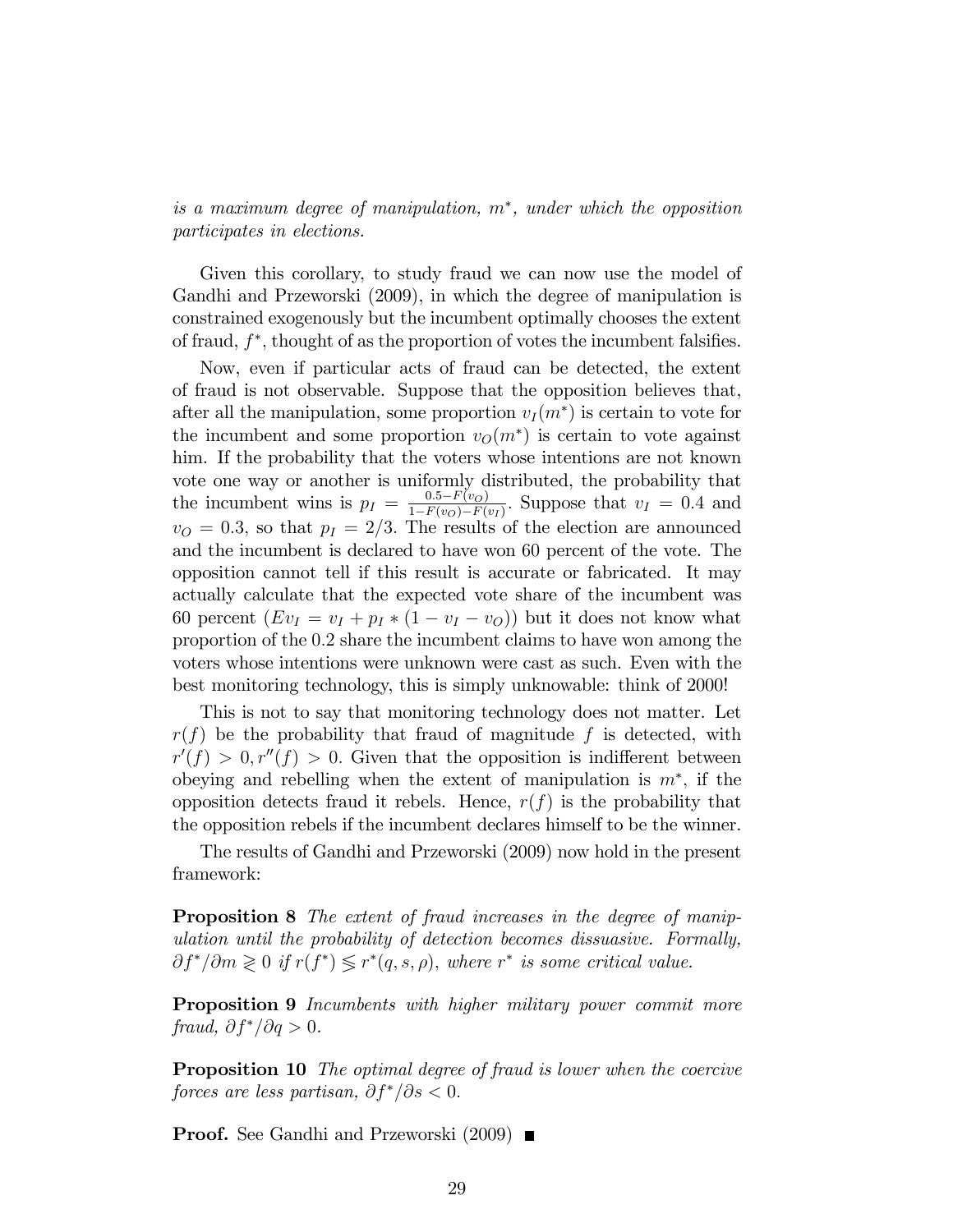*is a maximum degree of manipulation, $m^*$, under which the opposition participates in elections.*

Given this corollary, to study fraud we can now use the model of Gandhi and Przeworski (2009), in which the degree of manipulation is constrained exogenously but the incumbent optimally chooses the extent of fraud, $f^*$, thought of as the proportion of votes the incumbent falsifies.

Now, even if particular acts of fraud can be detected, the extent of fraud is not observable. Suppose that the opposition believes that, after all the manipulation, some proportion $v_I(m^*)$ is certain to vote for the incumbent and some proportion $v_O(m^*)$ is certain to vote against him. If the probability that the voters whose intentions are not known vote one way or another is uniformly distributed, the probability that the incumbent wins is $p_I = \frac{0.5 - F(v_O)}{1 - F(v_O) - F(v_I)}$. Suppose that $v_I = 0.4$ and $v_O = 0.3$, so that $p_I = 2/3$. The results of the election are announced and the incumbent is declared to have won 60 percent of the vote. The opposition cannot tell if this result is accurate or fabricated. It may actually calculate that the expected vote share of the incumbent was 60 percent ($Ev_I = v_I + p_I * (1 - v_I - v_O)$) but it does not know what proportion of the 0.2 share the incumbent claims to have won among the voters whose intentions were unknown were cast as such. Even with the best monitoring technology, this is simply unknowable: think of 2000!

This is not to say that monitoring technology does not matter. Let $r(f)$ be the probability that fraud of magnitude $f$ is detected, with $r'(f) > 0, r''(f) > 0$. Given that the opposition is indifferent between obeying and rebelling when the extent of manipulation is $m^*$, if the opposition detects fraud it rebels. Hence, $r(f)$ is the probability that the opposition rebels if the incumbent declares himself to be the winner.

The results of Gandhi and Przeworski (2009) now hold in the present framework:

**Proposition 8** *The extent of fraud increases in the degree of manipulation until the probability of detection becomes dissuasive. Formally, $\partial f^*/\partial m \gtrless 0$ if $r(f^*) \lessgtr r^*(q, s, \rho)$, where $r^*$ is some critical value.*

**Proposition 9** *Incumbents with higher military power commit more fraud, $\partial f^*/\partial q > 0$.*

**Proposition 10** *The optimal degree of fraud is lower when the coercive forces are less partisan, $\partial f^*/\partial s < 0$.*

**Proof.** See Gandhi and Przeworski (2009) ■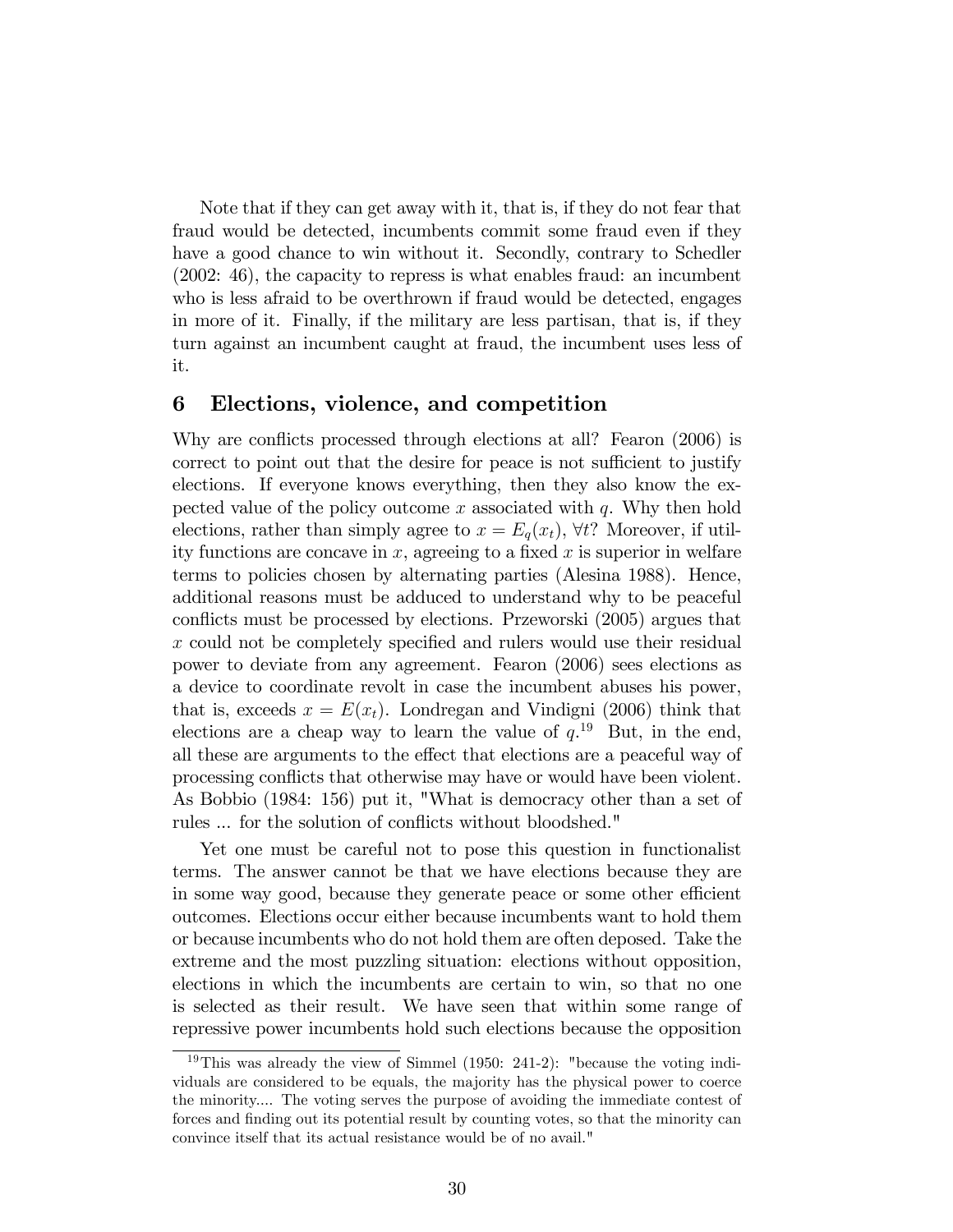Note that if they can get away with it, that is, if they do not fear that fraud would be detected, incumbents commit some fraud even if they have a good chance to win without it. Secondly, contrary to Schedler (2002: 46), the capacity to repress is what enables fraud: an incumbent who is less afraid to be overthrown if fraud would be detected, engages in more of it. Finally, if the military are less partisan, that is, if they turn against an incumbent caught at fraud, the incumbent uses less of it.

## 6 Elections, violence, and competition

Why are conflicts processed through elections at all? Fearon (2006) is correct to point out that the desire for peace is not sufficient to justify elections. If everyone knows everything, then they also know the expected value of the policy outcome $x$ associated with $q$. Why then hold elections, rather than simply agree to $x = E_q(x_t)$, $\forall t$? Moreover, if utility functions are concave in $x$, agreeing to a fixed $x$ is superior in welfare terms to policies chosen by alternating parties (Alesina 1988). Hence, additional reasons must be adduced to understand why to be peaceful conflicts must be processed by elections. Przeworski (2005) argues that $x$ could not be completely specified and rulers would use their residual power to deviate from any agreement. Fearon (2006) sees elections as a device to coordinate revolt in case the incumbent abuses his power, that is, exceeds $x = E(x_t)$. Londregan and Vindigni (2006) think that elections are a cheap way to learn the value of $q$.[19] But, in the end, all these are arguments to the effect that elections are a peaceful way of processing conflicts that otherwise may have or would have been violent. As Bobbio (1984: 156) put it, "What is democracy other than a set of rules ... for the solution of conflicts without bloodshed."

Yet one must be careful not to pose this question in functionalist terms. The answer cannot be that we have elections because they are in some way good, because they generate peace or some other efficient outcomes. Elections occur either because incumbents want to hold them or because incumbents who do not hold them are often deposed. Take the extreme and the most puzzling situation: elections without opposition, elections in which the incumbents are certain to win, so that no one is selected as their result. We have seen that within some range of repressive power incumbents hold such elections because the opposition

[19] This was already the view of Simmel (1950: 241-2): "because the voting individuals are considered to be equals, the majority has the physical power to coerce the minority.... The voting serves the purpose of avoiding the immediate contest of forces and finding out its potential result by counting votes, so that the minority can convince itself that its actual resistance would be of no avail."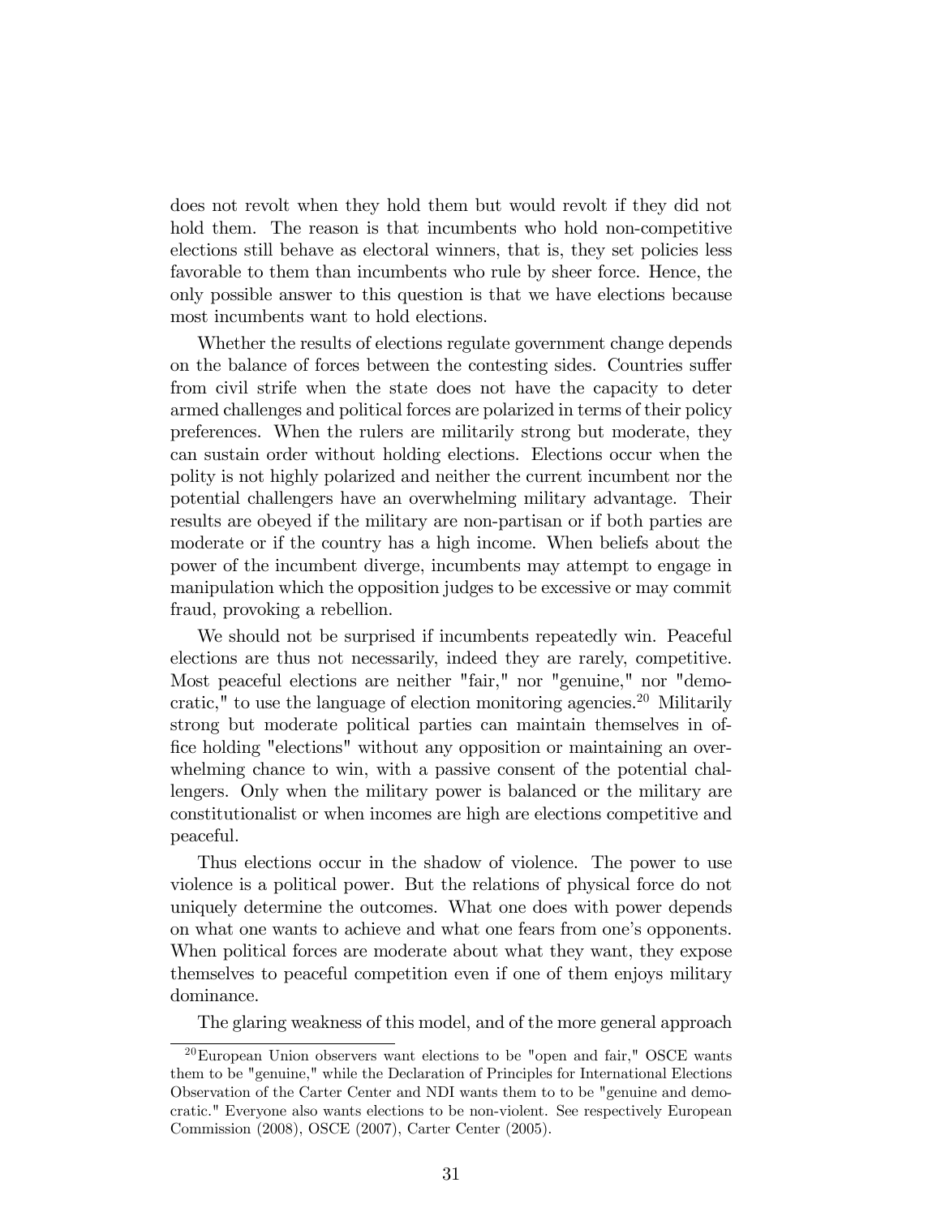does not revolt when they hold them but would revolt if they did not hold them. The reason is that incumbents who hold non-competitive elections still behave as electoral winners, that is, they set policies less favorable to them than incumbents who rule by sheer force. Hence, the only possible answer to this question is that we have elections because most incumbents want to hold elections.

Whether the results of elections regulate government change depends on the balance of forces between the contesting sides. Countries suffer from civil strife when the state does not have the capacity to deter armed challenges and political forces are polarized in terms of their policy preferences. When the rulers are militarily strong but moderate, they can sustain order without holding elections. Elections occur when the polity is not highly polarized and neither the current incumbent nor the potential challengers have an overwhelming military advantage. Their results are obeyed if the military are non-partisan or if both parties are moderate or if the country has a high income. When beliefs about the power of the incumbent diverge, incumbents may attempt to engage in manipulation which the opposition judges to be excessive or may commit fraud, provoking a rebellion.

We should not be surprised if incumbents repeatedly win. Peaceful elections are thus not necessarily, indeed they are rarely, competitive. Most peaceful elections are neither "fair," nor "genuine," nor "democratic," to use the language of election monitoring agencies.[20] Militarily strong but moderate political parties can maintain themselves in office holding "elections" without any opposition or maintaining an overwhelming chance to win, with a passive consent of the potential challengers. Only when the military power is balanced or the military are constitutionalist or when incomes are high are elections competitive and peaceful.

Thus elections occur in the shadow of violence. The power to use violence is a political power. But the relations of physical force do not uniquely determine the outcomes. What one does with power depends on what one wants to achieve and what one fears from one's opponents. When political forces are moderate about what they want, they expose themselves to peaceful competition even if one of them enjoys military dominance.

The glaring weakness of this model, and of the more general approach

[20] European Union observers want elections to be "open and fair," OSCE wants them to be "genuine," while the Declaration of Principles for International Elections Observation of the Carter Center and NDI wants them to to be "genuine and democratic." Everyone also wants elections to be non-violent. See respectively European Commission (2008), OSCE (2007), Carter Center (2005).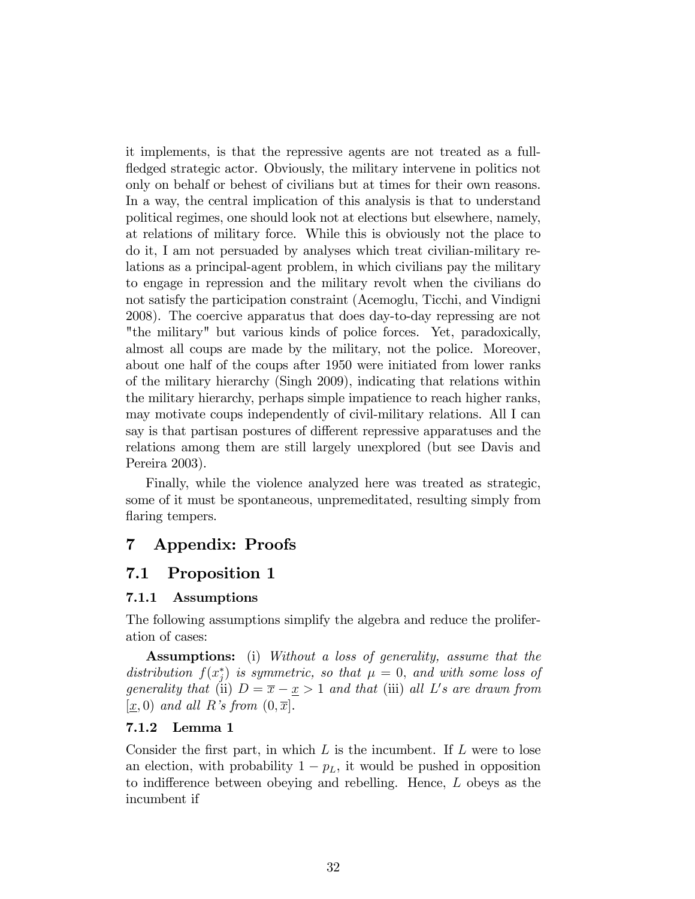it implements, is that the repressive agents are not treated as a full-fledged strategic actor. Obviously, the military intervene in politics not only on behalf or behest of civilians but at times for their own reasons. In a way, the central implication of this analysis is that to understand political regimes, one should look not at elections but elsewhere, namely, at relations of military force. While this is obviously not the place to do it, I am not persuaded by analyses which treat civilian-military relations as a principal-agent problem, in which civilians pay the military to engage in repression and the military revolt when the civilians do not satisfy the participation constraint (Acemoglu, Ticchi, and Vindigni 2008). The coercive apparatus that does day-to-day repressing are not "the military" but various kinds of police forces. Yet, paradoxically, almost all coups are made by the military, not the police. Moreover, about one half of the coups after 1950 were initiated from lower ranks of the military hierarchy (Singh 2009), indicating that relations within the military hierarchy, perhaps simple impatience to reach higher ranks, may motivate coups independently of civil-military relations. All I can say is that partisan postures of different repressive apparatuses and the relations among them are still largely unexplored (but see Davis and Pereira 2003).

Finally, while the violence analyzed here was treated as strategic, some of it must be spontaneous, unpremeditated, resulting simply from flaring tempers.

# 7 Appendix: Proofs

## 7.1 Proposition 1

### 7.1.1 Assumptions

The following assumptions simplify the algebra and reduce the proliferation of cases:

**Assumptions:** (i) *Without a loss of generality, assume that the distribution $f(x_j^*)$ is symmetric, so that $\mu = 0$, and with some loss of generality that* (ii) $D = \overline{x} - \underline{x} > 1$ *and that* (iii) *all $L$'s are drawn from $[\underline{x}, 0)$ and all $R$'s from $(0, \overline{x}]$.*

### 7.1.2 Lemma 1

Consider the first part, in which $L$ is the incumbent. If $L$ were to lose an election, with probability $1 - p_L$, it would be pushed in opposition to indifference between obeying and rebelling. Hence, $L$ obeys as the incumbent if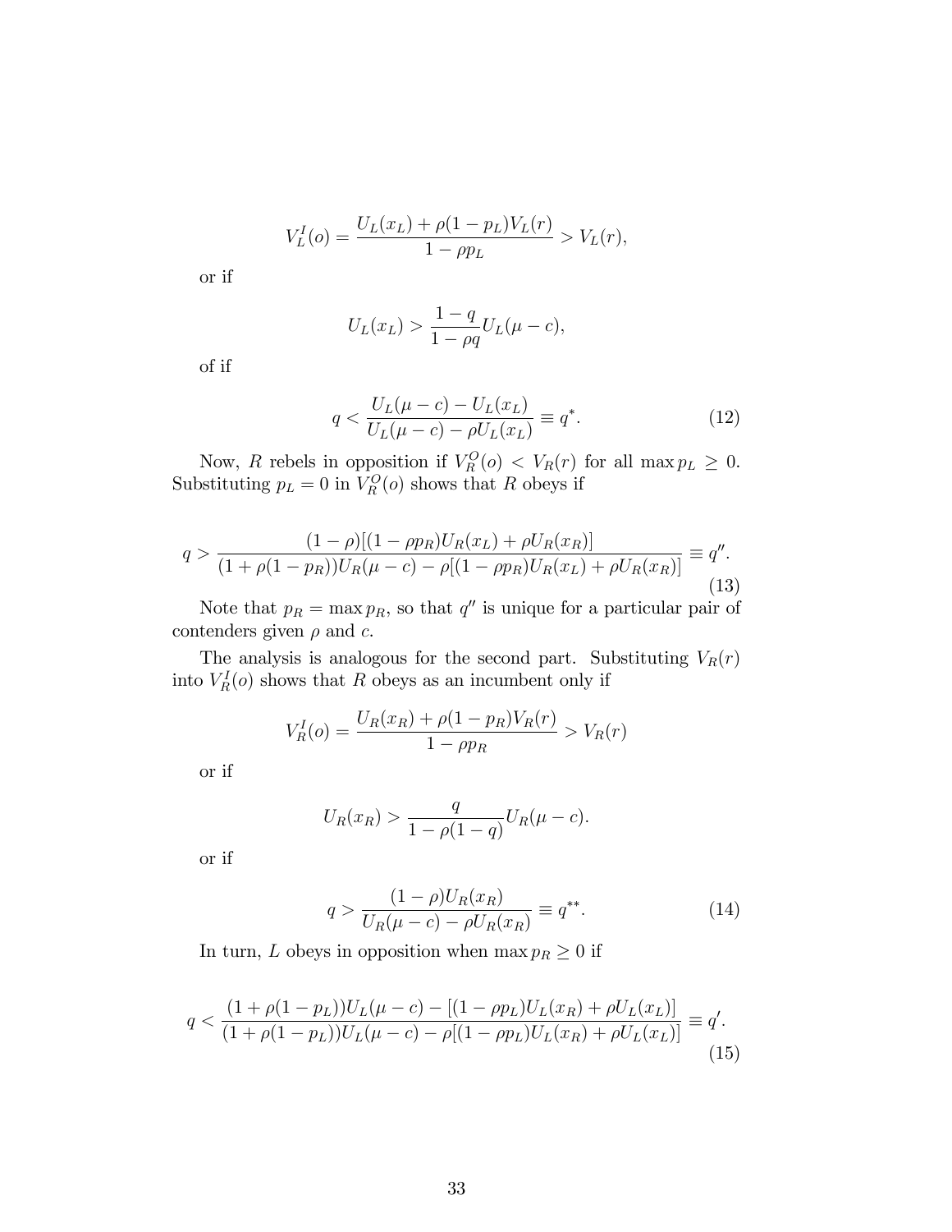$$V_L^I(o) = \frac{U_L(x_L) + \rho(1-p_L)V_L(r)}{1-\rho p_L} > V_L(r),$$

or if

$$U_L(x_L) > \frac{1-q}{1-\rho q} U_L(\mu - c),$$

of if

$$q < \frac{U_L(\mu - c) - U_L(x_L)}{U_L(\mu - c) - \rho U_L(x_L)} \equiv q^*. \tag{12}$$

Now, $R$ rebels in opposition if $V_R^O(o) < V_R(r)$ for all $\max p_L \geq 0$. Substituting $p_L = 0$ in $V_R^O(o)$ shows that $R$ obeys if

$$q > \frac{(1-\rho)[(1-\rho p_R)U_R(x_L) + \rho U_R(x_R)]}{(1+\rho(1-p_R))U_R(\mu - c) - \rho[(1-\rho p_R)U_R(x_L) + \rho U_R(x_R)]} \equiv q''. \tag{13}$$

Note that $p_R = \max p_R$, so that $q''$ is unique for a particular pair of contenders given $\rho$ and $c$.

The analysis is analogous for the second part. Substituting $V_R(r)$ into $V_R^I(o)$ shows that $R$ obeys as an incumbent only if

$$V_R^I(o) = \frac{U_R(x_R) + \rho(1-p_R)V_R(r)}{1-\rho p_R} > V_R(r)$$

or if

$$U_R(x_R) > \frac{q}{1-\rho(1-q)} U_R(\mu - c).$$

or if

$$q > \frac{(1-\rho)U_R(x_R)}{U_R(\mu - c) - \rho U_R(x_R)} \equiv q^{**}. \tag{14}$$

In turn, $L$ obeys in opposition when $\max p_R \geq 0$ if

$$q < \frac{(1+\rho(1-p_L))U_L(\mu - c) - [(1-\rho p_L)U_L(x_R) + \rho U_L(x_L)]}{(1+\rho(1-p_L))U_L(\mu - c) - \rho[(1-\rho p_L)U_L(x_R) + \rho U_L(x_L)]} \equiv q'. \tag{15}$$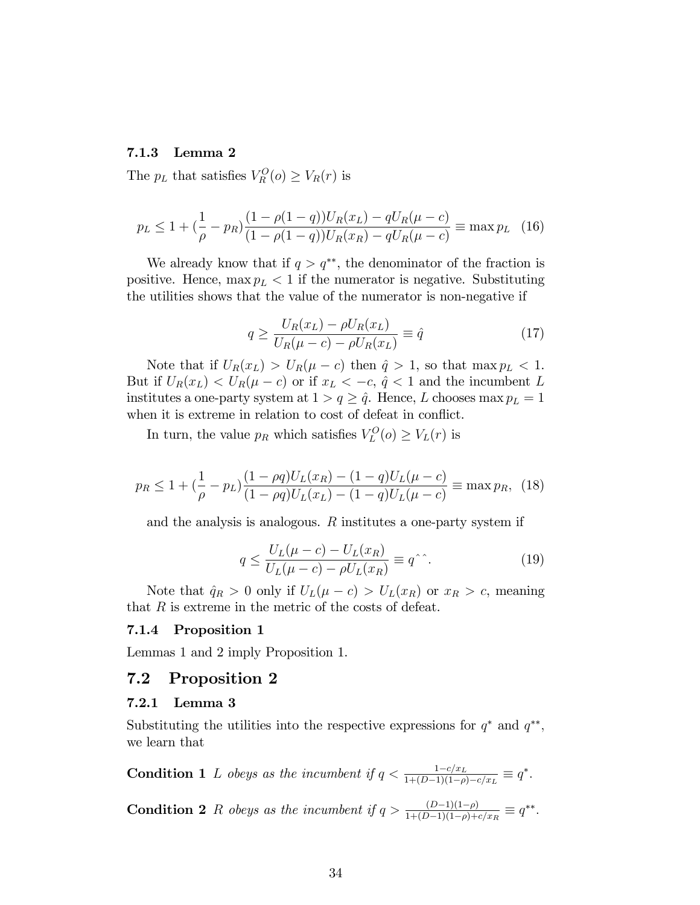#### 7.1.3 Lemma 2

The $p_L$ that satisfies $V_R^O(o) \geq V_R(r)$ is

$$p_L \leq 1 + (\frac{1}{\rho} - p_R)\frac{(1-\rho(1-q))U_R(x_L) - qU_R(\mu - c)}{(1-\rho(1-q))U_R(x_R) - qU_R(\mu - c)} \equiv \max p_L \quad (16)$$

We already know that if $q > q^{**}$, the denominator of the fraction is positive. Hence, $\max p_L < 1$ if the numerator is negative. Substituting the utilities shows that the value of the numerator is non-negative if

$$q \geq \frac{U_R(x_L) - \rho U_R(x_L)}{U_R(\mu - c) - \rho U_R(x_L)} \equiv \hat{q} \quad (17)$$

Note that if $U_R(x_L) > U_R(\mu - c)$ then $\hat{q} > 1$, so that $\max p_L < 1$. But if $U_R(x_L) < U_R(\mu - c)$ or if $x_L < -c$, $\hat{q} < 1$ and the incumbent $L$ institutes a one-party system at $1 > q \geq \hat{q}$. Hence, $L$ chooses $\max p_L = 1$ when it is extreme in relation to cost of defeat in conflict.

In turn, the value $p_R$ which satisfies $V_L^O(o) \geq V_L(r)$ is

$$p_R \leq 1 + (\frac{1}{\rho} - p_L)\frac{(1-\rho q)U_L(x_R) - (1-q)U_L(\mu - c)}{(1-\rho q)U_L(x_L) - (1-q)U_L(\mu - c)} \equiv \max p_R, \quad (18)$$

and the analysis is analogous. $R$ institutes a one-party system if

$$q \leq \frac{U_L(\mu - c) - U_L(x_R)}{U_L(\mu - c) - \rho U_L(x_R)} \equiv q^{\hat{}\hat{}}. \quad (19)$$

Note that $\hat{q}_R > 0$ only if $U_L(\mu - c) > U_L(x_R)$ or $x_R > c$, meaning that $R$ is extreme in the metric of the costs of defeat.

#### 7.1.4 Proposition 1

Lemmas 1 and 2 imply Proposition 1.

## 7.2 Proposition 2

#### 7.2.1 Lemma 3

Substituting the utilities into the respective expressions for $q^*$ and $q^{**}$, we learn that

**Condition 1** *$L$ obeys as the incumbent if* $q < \frac{1-c/x_L}{1+(D-1)(1-\rho)-c/x_L} \equiv q^*$.

**Condition 2** *$R$ obeys as the incumbent if* $q > \frac{(D-1)(1-\rho)}{1+(D-1)(1-\rho)+c/x_R} \equiv q^{**}$.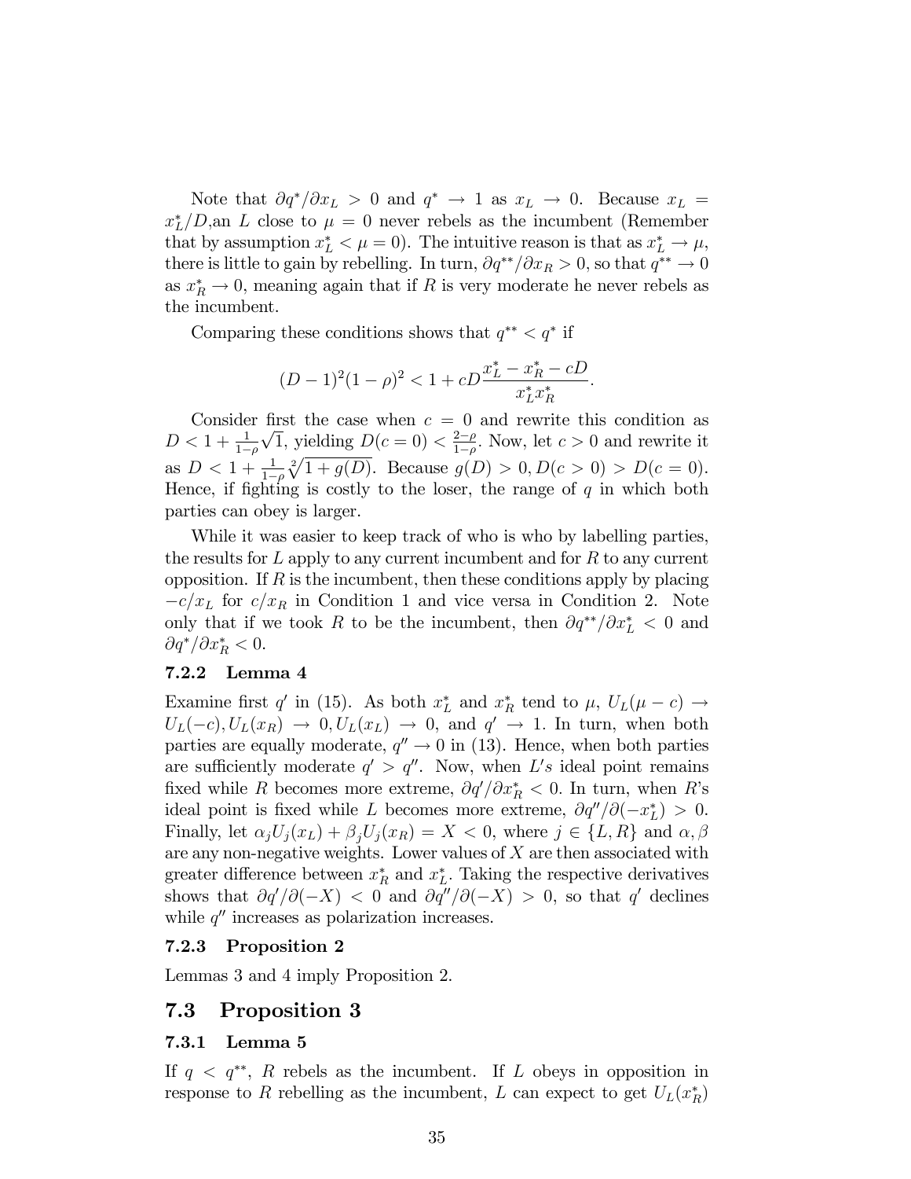Note that $\partial q^*/\partial x_L > 0$ and $q^* \to 1$ as $x_L \to 0$. Because $x_L = x_L^*/D$,an $L$ close to $\mu = 0$ never rebels as the incumbent (Remember that by assumption $x_L^* < \mu = 0$). The intuitive reason is that as $x_L^* \to \mu$, there is little to gain by rebelling. In turn, $\partial q^{**}/\partial x_R > 0$, so that $q^{**} \to 0$ as $x_R^* \to 0$, meaning again that if $R$ is very moderate he never rebels as the incumbent.

Comparing these conditions shows that $q^{**} < q^*$ if

$$(D-1)^2(1-\rho)^2 < 1 + cD\frac{x_L^* - x_R^* - cD}{x_L^* x_R^*}.$$

Consider first the case when $c = 0$ and rewrite this condition as $D < 1 + \frac{1}{1-\rho}\sqrt{1}$, yielding $D(c=0) < \frac{2-\rho}{1-\rho}$. Now, let $c > 0$ and rewrite it as $D < 1 + \frac{1}{1-\rho}\sqrt[2]{1+g(D)}$. Because $g(D) > 0, D(c > 0) > D(c = 0)$. Hence, if fighting is costly to the loser, the range of $q$ in which both parties can obey is larger.

While it was easier to keep track of who is who by labelling parties, the results for $L$ apply to any current incumbent and for $R$ to any current opposition. If $R$ is the incumbent, then these conditions apply by placing $-c/x_L$ for $c/x_R$ in Condition 1 and vice versa in Condition 2. Note only that if we took $R$ to be the incumbent, then $\partial q^{**}/\partial x_L^* < 0$ and $\partial q^*/\partial x_R^* < 0$.

### 7.2.2 Lemma 4

Examine first $q'$ in (15). As both $x_L^*$ and $x_R^*$ tend to $\mu$, $U_L(\mu - c) \to U_L(-c), U_L(x_R) \to 0, U_L(x_L) \to 0$, and $q' \to 1$. In turn, when both parties are equally moderate, $q'' \to 0$ in (13). Hence, when both parties are sufficiently moderate $q' > q''$. Now, when $L's$ ideal point remains fixed while $R$ becomes more extreme, $\partial q'/\partial x_R^* < 0$. In turn, when $R$'s ideal point is fixed while $L$ becomes more extreme, $\partial q''/\partial(-x_L^*) > 0$. Finally, let $\alpha_j U_j(x_L) + \beta_j U_j(x_R) = X < 0$, where $j \in \{L, R\}$ and $\alpha, \beta$ are any non-negative weights. Lower values of $X$ are then associated with greater difference between $x_R^*$ and $x_L^*$. Taking the respective derivatives shows that $\partial q'/\partial(-X) < 0$ and $\partial q''/\partial(-X) > 0$, so that $q'$ declines while $q''$ increases as polarization increases.

### 7.2.3 Proposition 2

Lemmas 3 and 4 imply Proposition 2.

## 7.3 Proposition 3

### 7.3.1 Lemma 5

If $q < q^{**}$, $R$ rebels as the incumbent. If $L$ obeys in opposition in response to $R$ rebelling as the incumbent, $L$ can expect to get $U_L(x_R^*)$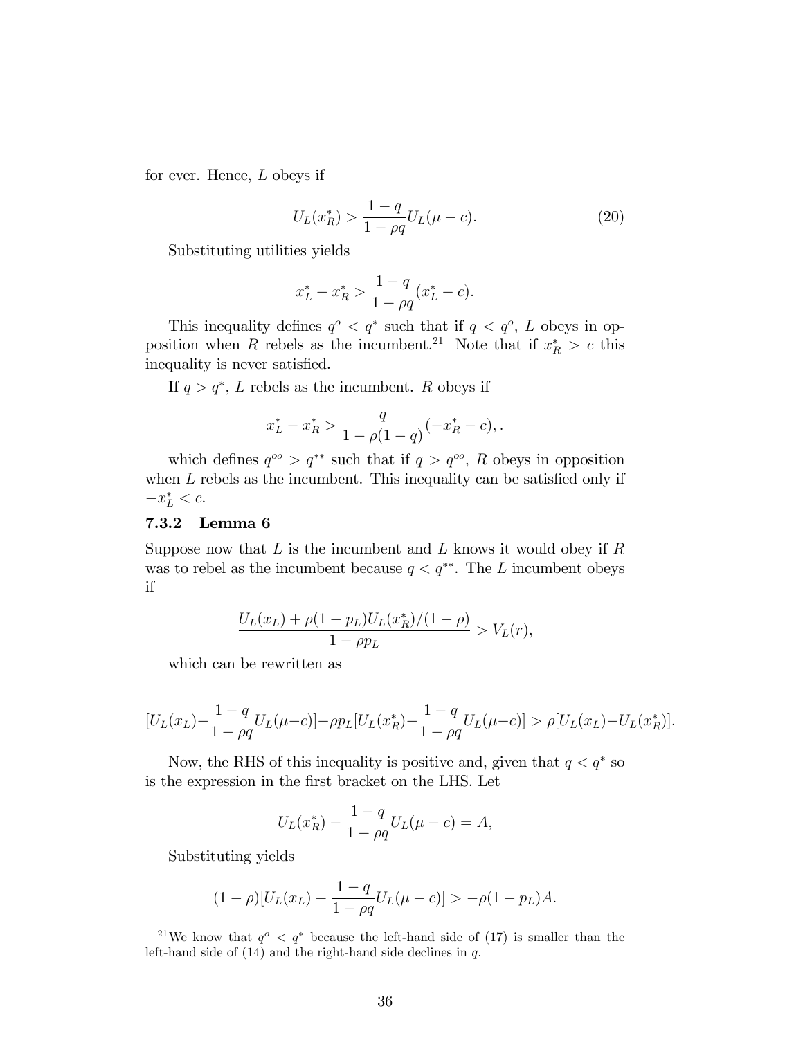for ever. Hence, $L$ obeys if

$$U_L(x_R^*) > \frac{1-q}{1-\rho q} U_L(\mu - c). \tag{20}$$

Substituting utilities yields

$$x_L^* - x_R^* > \frac{1-q}{1-\rho q}(x_L^* - c).$$

This inequality defines $q^o < q^*$ such that if $q < q^o$, $L$ obeys in opposition when $R$ rebels as the incumbent.[21] Note that if $x_R^* > c$ this inequality is never satisfied.

If $q > q^*$, $L$ rebels as the incumbent. $R$ obeys if

$$x_L^* - x_R^* > \frac{q}{1-\rho(1-q)}(-x_R^* - c), .$$

which defines $q^{oo} > q^{**}$ such that if $q > q^{oo}$, $R$ obeys in opposition when $L$ rebels as the incumbent. This inequality can be satisfied only if $-x_L^* < c$.

### 7.3.2 Lemma 6

Suppose now that $L$ is the incumbent and $L$ knows it would obey if $R$ was to rebel as the incumbent because $q < q^{**}$. The $L$ incumbent obeys if

$$\frac{U_L(x_L) + \rho(1-p_L)U_L(x_R^*)/(1-\rho)}{1-\rho p_L} > V_L(r),$$

which can be rewritten as

$$[U_L(x_L) - \frac{1-q}{1-\rho q}U_L(\mu - c)] - \rho p_L[U_L(x_R^*) - \frac{1-q}{1-\rho q}U_L(\mu - c)] > \rho[U_L(x_L) - U_L(x_R^*)].$$

Now, the RHS of this inequality is positive and, given that $q < q^*$ so is the expression in the first bracket on the LHS. Let

$$U_L(x_R^*) - \frac{1-q}{1-\rho q}U_L(\mu - c) = A,$$

Substituting yields

$$(1-\rho)[U_L(x_L) - \frac{1-q}{1-\rho q}U_L(\mu - c)] > -\rho(1-p_L)A.$$

[21] We know that $q^o < q^*$ because the left-hand side of (17) is smaller than the left-hand side of (14) and the right-hand side declines in $q$.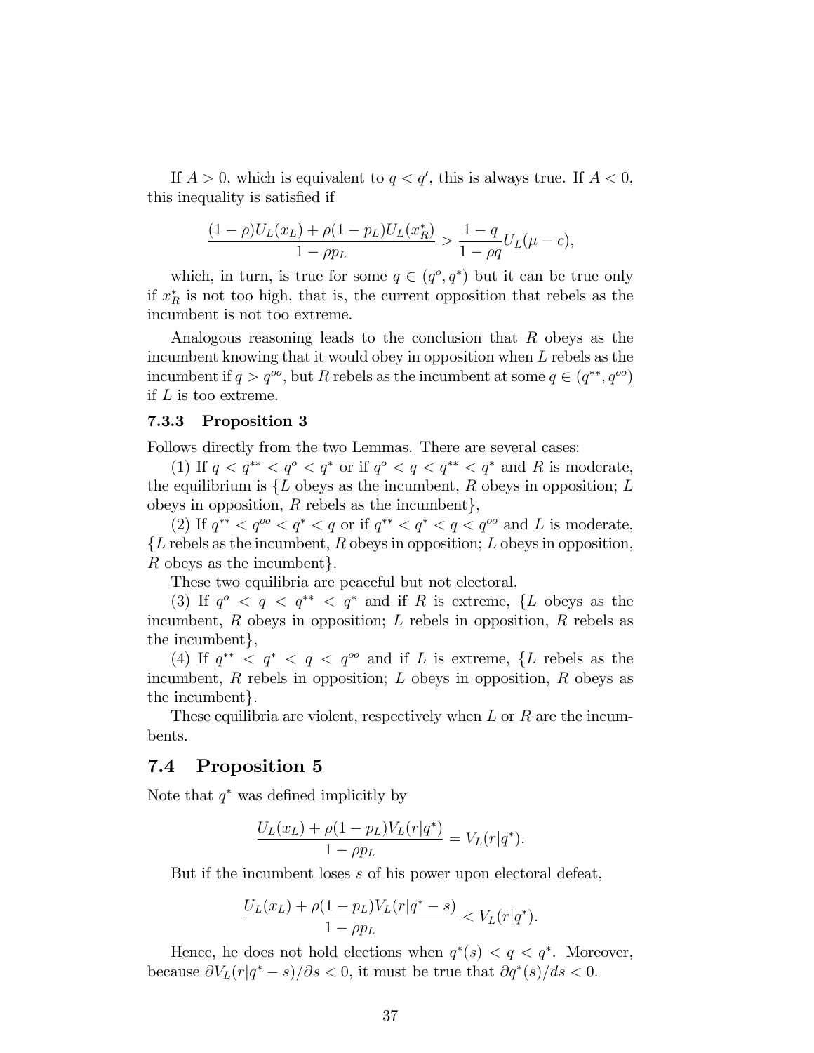If $A > 0$, which is equivalent to $q < q'$, this is always true. If $A < 0$, this inequality is satisfied if

$$\frac{(1-\rho)U_L(x_L) + \rho(1-p_L)U_L(x_R^*)}{1-\rho p_L} > \frac{1-q}{1-\rho q}U_L(\mu - c),$$

which, in turn, is true for some $q \in (q^o, q^*)$ but it can be true only if $x_R^*$ is not too high, that is, the current opposition that rebels as the incumbent is not too extreme.

Analogous reasoning leads to the conclusion that $R$ obeys as the incumbent knowing that it would obey in opposition when $L$ rebels as the incumbent if $q > q^{oo}$, but $R$ rebels as the incumbent at some $q \in (q^{**}, q^{oo})$ if $L$ is too extreme.

### 7.3.3 Proposition 3

Follows directly from the two Lemmas. There are several cases:

(1) If $q < q^{**} < q^o < q^*$ or if $q^o < q < q^{**} < q^*$ and $R$ is moderate, the equilibrium is {$L$ obeys as the incumbent, $R$ obeys in opposition; $L$ obeys in opposition, $R$ rebels as the incumbent},

(2) If $q^{**} < q^{oo} < q^* < q$ or if $q^{**} < q^* < q < q^{oo}$ and $L$ is moderate, {$L$ rebels as the incumbent, $R$ obeys in opposition; $L$ obeys in opposition, $R$ obeys as the incumbent}.

These two equilibria are peaceful but not electoral.

(3) If $q^o < q < q^{**} < q^*$ and if $R$ is extreme, {$L$ obeys as the incumbent, $R$ obeys in opposition; $L$ rebels in opposition, $R$ rebels as the incumbent},

(4) If $q^{**} < q^* < q < q^{oo}$ and if $L$ is extreme, {$L$ rebels as the incumbent, $R$ rebels in opposition; $L$ obeys in opposition, $R$ obeys as the incumbent}.

These equilibria are violent, respectively when $L$ or $R$ are the incumbents.

## 7.4 Proposition 5

Note that $q^*$ was defined implicitly by

$$\frac{U_L(x_L) + \rho(1-p_L)V_L(r|q^*)}{1-\rho p_L} = V_L(r|q^*).$$

But if the incumbent loses $s$ of his power upon electoral defeat,

$$\frac{U_L(x_L) + \rho(1-p_L)V_L(r|q^* - s)}{1-\rho p_L} < V_L(r|q^*).$$

Hence, he does not hold elections when $q^*(s) < q < q^*$. Moreover, because $\partial V_L(r|q^* - s)/\partial s < 0$, it must be true that $\partial q^*(s)/ds < 0$.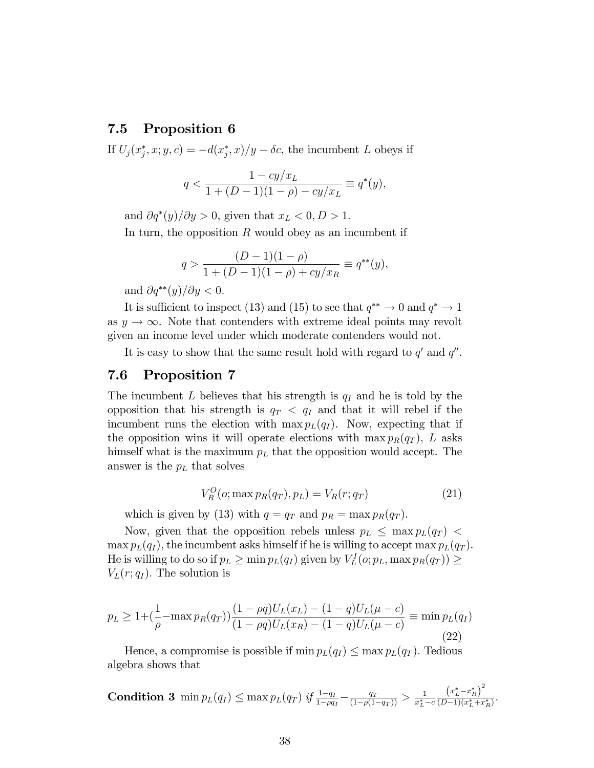## 7.5 Proposition 6

If $U_j(x_j^*, x; y, c) = -d(x_j^*, x)/y - \delta c$, the incumbent $L$ obeys if

$$q < \frac{1 - cy/x_L}{1 + (D-1)(1-\rho) - cy/x_L} \equiv q^*(y),$$

and $\partial q^*(y)/\partial y > 0$, given that $x_L < 0, D > 1$.

In turn, the opposition $R$ would obey as an incumbent if

$$q > \frac{(D-1)(1-\rho)}{1 + (D-1)(1-\rho) + cy/x_R} \equiv q^{**}(y),$$

and $\partial q^{**}(y)/\partial y < 0$.

It is sufficient to inspect (13) and (15) to see that $q^{**} \to 0$ and $q^* \to 1$ as $y \to \infty$. Note that contenders with extreme ideal points may revolt given an income level under which moderate contenders would not.

It is easy to show that the same result hold with regard to $q'$ and $q''$.

## 7.6 Proposition 7

The incumbent $L$ believes that his strength is $q_I$ and he is told by the opposition that his strength is $q_T < q_I$ and that it will rebel if the incumbent runs the election with $\max p_L(q_I)$. Now, expecting that if the opposition wins it will operate elections with $\max p_R(q_T)$, $L$ asks himself what is the maximum $p_L$ that the opposition would accept. The answer is the $p_L$ that solves

$$V_R^O(o; \max p_R(q_T), p_L) = V_R(r; q_T) \tag{21}$$

which is given by (13) with $q = q_T$ and $p_R = \max p_R(q_T)$.

Now, given that the opposition rebels unless $p_L \leq \max p_L(q_T) < \max p_L(q_I)$, the incumbent asks himself if he is willing to accept $\max p_L(q_T)$. He is willing to do so if $p_L \geq \min p_L(q_I)$ given by $V_L^I(o; p_L, \max p_R(q_T)) \geq V_L(r; q_I)$. The solution is

$$p_L \geq 1 + \left(\frac{1}{\rho} - \max p_R(q_T)\right)\frac{(1-\rho q)U_L(x_L) - (1-q)U_L(\mu - c)}{(1-\rho q)U_L(x_R) - (1-q)U_L(\mu - c)} \equiv \min p_L(q_I) \tag{22}$$

Hence, a compromise is possible if $\min p_L(q_I) \leq \max p_L(q_T)$. Tedious algebra shows that

**Condition 3** $\min p_L(q_I) \leq \max p_L(q_T)$ *if* $\frac{1-q_I}{1-\rho q_I} - \frac{q_T}{(1-\rho(1-q_T))} > \frac{1}{x_L^* - c}\frac{\left(x_L^* - x_R^*\right)^2}{(D-1)(x_L^* + x_R^*)}$.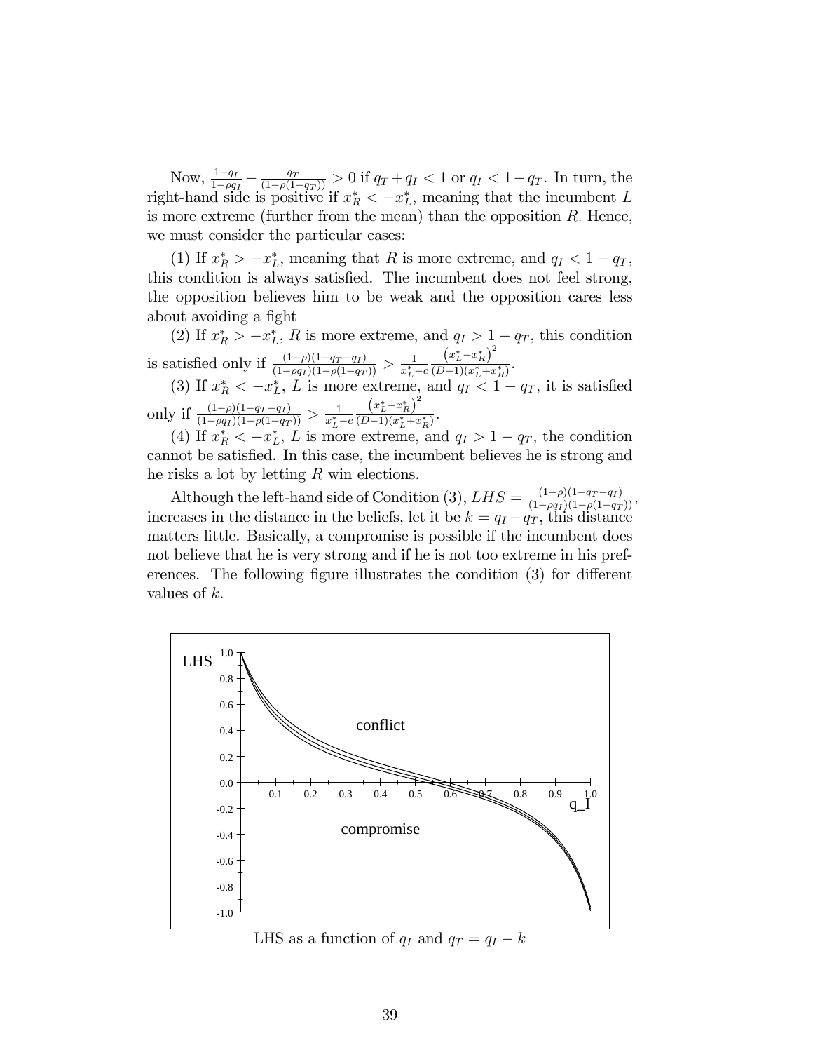Now, $\frac{1-q_I}{1-\rho q_I} - \frac{q_T}{(1-\rho(1-q_T))} > 0$ if $q_T + q_I < 1$ or $q_I < 1 - q_T$. In turn, the right-hand side is positive if $x_R^* < -x_L^*$, meaning that the incumbent $L$ is more extreme (further from the mean) than the opposition $R$. Hence, we must consider the particular cases:

(1) If $x_R^* > -x_L^*$, meaning that $R$ is more extreme, and $q_I < 1 - q_T$, this condition is always satisfied. The incumbent does not feel strong, the opposition believes him to be weak and the opposition cares less about avoiding a fight

(2) If $x_R^* > -x_L^*$, $R$ is more extreme, and $q_I > 1 - q_T$, this condition is satisfied only if $\frac{(1-\rho)(1-q_T-q_I)}{(1-\rho q_I)(1-\rho(1-q_T))} > \frac{1}{x_L^*-c} \frac{\left(x_L^*-x_R^*\right)^2}{(D-1)(x_L^*+x_R^*)}$.

(3) If $x_R^* < -x_L^*$, $L$ is more extreme, and $q_I < 1 - q_T$, it is satisfied only if $\frac{(1-\rho)(1-q_T-q_I)}{(1-\rho q_I)(1-\rho(1-q_T))} > \frac{1}{x_L^*-c} \frac{\left(x_L^*-x_R^*\right)^2}{(D-1)(x_L^*+x_R^*)}$.

(4) If $x_R^* < -x_L^*$, $L$ is more extreme, and $q_I > 1 - q_T$, the condition cannot be satisfied. In this case, the incumbent believes he is strong and he risks a lot by letting $R$ win elections.

Although the left-hand side of Condition (3), $LHS = \frac{(1-\rho)(1-q_T-q_I)}{(1-\rho q_I)(1-\rho(1-q_T))}$, increases in the distance in the beliefs, let it be $k = q_I - q_T$, this distance matters little. Basically, a compromise is possible if the incumbent does not believe that he is very strong and if he is not too extreme in his preferences. The following figure illustrates the condition (3) for different values of $k$.

LHS as a function of $q_I$ and $q_T = q_I - k$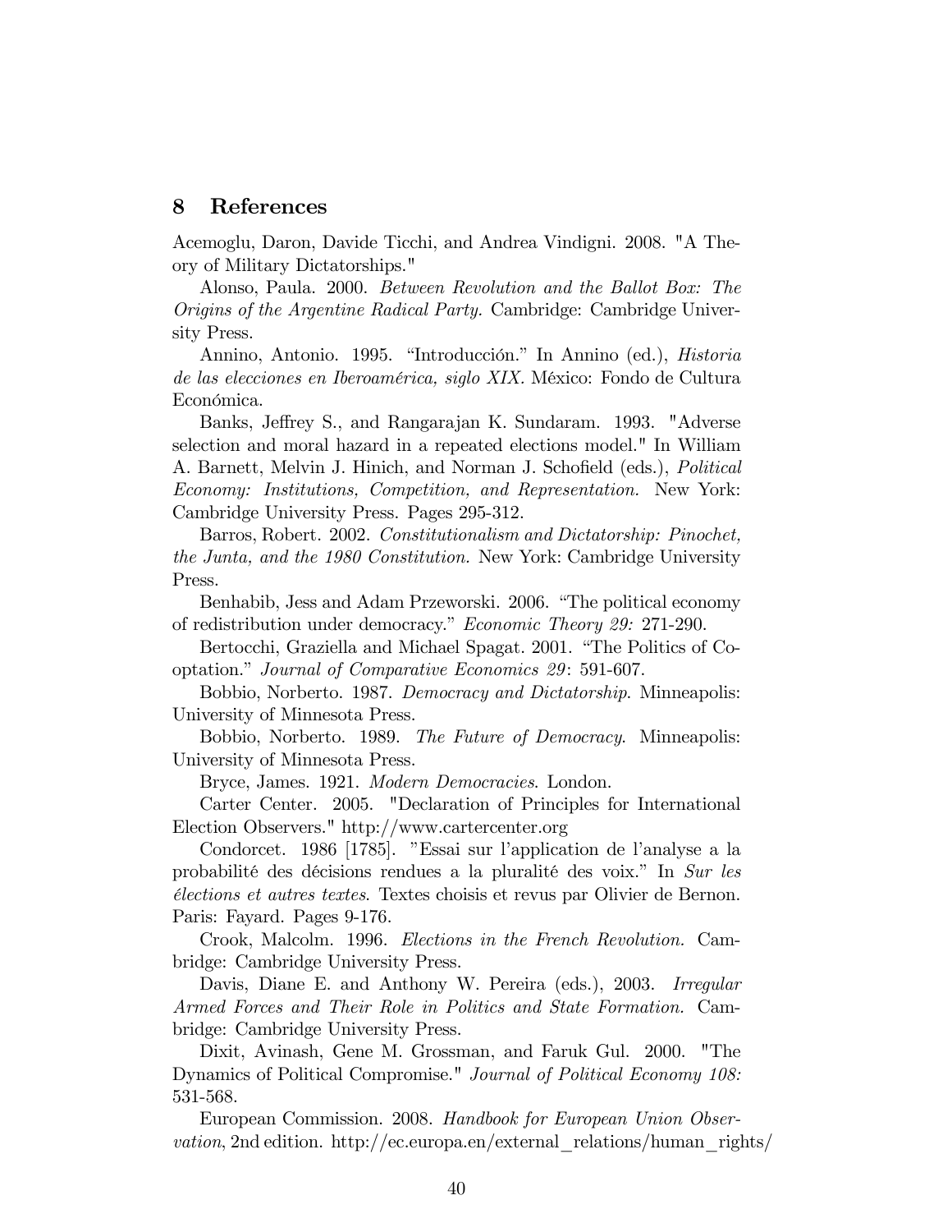## 8 References

Acemoglu, Daron, Davide Ticchi, and Andrea Vindigni. 2008. "A Theory of Military Dictatorships."

Alonso, Paula. 2000. *Between Revolution and the Ballot Box: The Origins of the Argentine Radical Party.* Cambridge: Cambridge University Press.

Annino, Antonio. 1995. "Introducción." In Annino (ed.), *Historia de las elecciones en Iberoamérica, siglo XIX.* México: Fondo de Cultura Económica.

Banks, Jeffrey S., and Rangarajan K. Sundaram. 1993. "Adverse selection and moral hazard in a repeated elections model." In William A. Barnett, Melvin J. Hinich, and Norman J. Schofield (eds.), *Political Economy: Institutions, Competition, and Representation.* New York: Cambridge University Press. Pages 295-312.

Barros, Robert. 2002. *Constitutionalism and Dictatorship: Pinochet, the Junta, and the 1980 Constitution.* New York: Cambridge University Press.

Benhabib, Jess and Adam Przeworski. 2006. "The political economy of redistribution under democracy." *Economic Theory 29:* 271-290.

Bertocchi, Graziella and Michael Spagat. 2001. "The Politics of Cooptation." *Journal of Comparative Economics 29*: 591-607.

Bobbio, Norberto. 1987. *Democracy and Dictatorship*. Minneapolis: University of Minnesota Press.

Bobbio, Norberto. 1989. *The Future of Democracy*. Minneapolis: University of Minnesota Press.

Bryce, James. 1921. *Modern Democracies*. London.

Carter Center. 2005. "Declaration of Principles for International Election Observers." http://www.cartercenter.org

Condorcet. 1986 [1785]. "Essai sur l'application de l'analyse a la probabilité des décisions rendues a la pluralité des voix." In *Sur les élections et autres textes*. Textes choisis et revus par Olivier de Bernon. Paris: Fayard. Pages 9-176.

Crook, Malcolm. 1996. *Elections in the French Revolution.* Cambridge: Cambridge University Press.

Davis, Diane E. and Anthony W. Pereira (eds.), 2003. *Irregular Armed Forces and Their Role in Politics and State Formation.* Cambridge: Cambridge University Press.

Dixit, Avinash, Gene M. Grossman, and Faruk Gul. 2000. "The Dynamics of Political Compromise." *Journal of Political Economy 108:* 531-568.

European Commission. 2008. *Handbook for European Union Observation*, 2nd edition. http://ec.europa.en/external_relations/human_rights/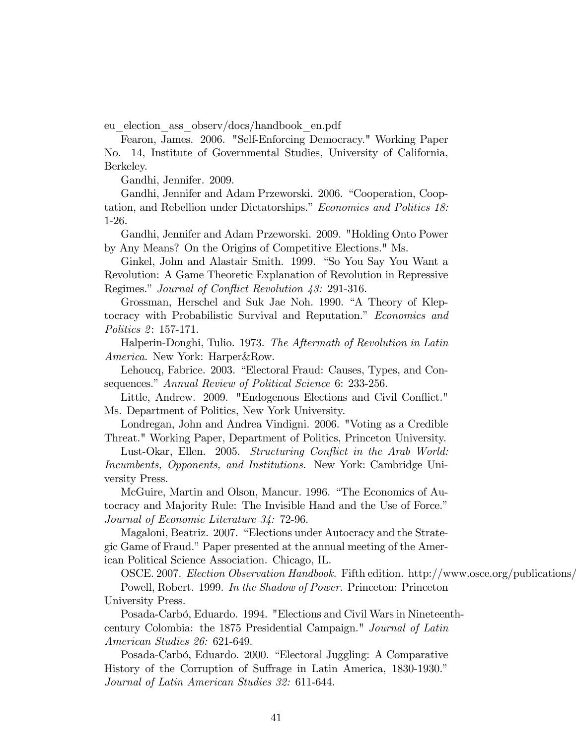eu_election_ass_observ/docs/handbook_en.pdf

Fearon, James. 2006. "Self-Enforcing Democracy." Working Paper No. 14, Institute of Governmental Studies, University of California, Berkeley.

Gandhi, Jennifer. 2009.

Gandhi, Jennifer and Adam Przeworski. 2006. "Cooperation, Cooptation, and Rebellion under Dictatorships." *Economics and Politics 18:* 1-26.

Gandhi, Jennifer and Adam Przeworski. 2009. "Holding Onto Power by Any Means? On the Origins of Competitive Elections." Ms.

Ginkel, John and Alastair Smith. 1999. "So You Say You Want a Revolution: A Game Theoretic Explanation of Revolution in Repressive Regimes." *Journal of Conflict Revolution 43:* 291-316.

Grossman, Herschel and Suk Jae Noh. 1990. "A Theory of Kleptocracy with Probabilistic Survival and Reputation." *Economics and Politics 2*: 157-171.

Halperin-Donghi, Tulio. 1973. *The Aftermath of Revolution in Latin America.* New York: Harper&Row.

Lehoucq, Fabrice. 2003. "Electoral Fraud: Causes, Types, and Consequences." *Annual Review of Political Science* 6: 233-256.

Little, Andrew. 2009. "Endogenous Elections and Civil Conflict." Ms. Department of Politics, New York University.

Londregan, John and Andrea Vindigni. 2006. "Voting as a Credible Threat." Working Paper, Department of Politics, Princeton University.

Lust-Okar, Ellen. 2005. *Structuring Conflict in the Arab World: Incumbents, Opponents, and Institutions.* New York: Cambridge University Press.

McGuire, Martin and Olson, Mancur. 1996. "The Economics of Autocracy and Majority Rule: The Invisible Hand and the Use of Force." *Journal of Economic Literature 34:* 72-96.

Magaloni, Beatriz. 2007. "Elections under Autocracy and the Strategic Game of Fraud." Paper presented at the annual meeting of the American Political Science Association. Chicago, IL.

OSCE. 2007. *Election Observation Handbook.* Fifth edition. http://www.osce.org/publications/

Powell, Robert. 1999. *In the Shadow of Power.* Princeton: Princeton University Press.

Posada-Carbó, Eduardo. 1994. "Elections and Civil Wars in Nineteenth-century Colombia: the 1875 Presidential Campaign." *Journal of Latin American Studies 26:* 621-649.

Posada-Carbó, Eduardo. 2000. "Electoral Juggling: A Comparative History of the Corruption of Suffrage in Latin America, 1830-1930." *Journal of Latin American Studies 32:* 611-644.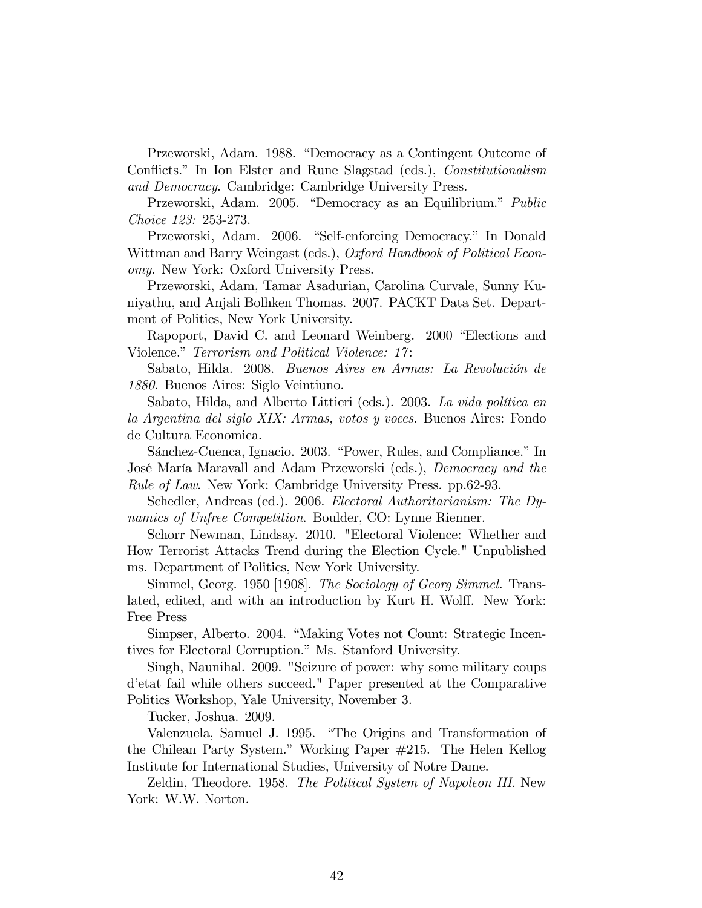Przeworski, Adam. 1988. "Democracy as a Contingent Outcome of Conflicts." In Ion Elster and Rune Slagstad (eds.), *Constitutionalism and Democracy*. Cambridge: Cambridge University Press.

Przeworski, Adam. 2005. "Democracy as an Equilibrium." *Public Choice 123:* 253-273.

Przeworski, Adam. 2006. "Self-enforcing Democracy." In Donald Wittman and Barry Weingast (eds.), *Oxford Handbook of Political Economy.* New York: Oxford University Press.

Przeworski, Adam, Tamar Asadurian, Carolina Curvale, Sunny Kuniyathu, and Anjali Bolhken Thomas. 2007. PACKT Data Set. Department of Politics, New York University.

Rapoport, David C. and Leonard Weinberg. 2000 "Elections and Violence." *Terrorism and Political Violence: 17*:

Sabato, Hilda. 2008. *Buenos Aires en Armas: La Revolución de 1880.* Buenos Aires: Siglo Veintiuno.

Sabato, Hilda, and Alberto Littieri (eds.). 2003. *La vida política en la Argentina del siglo XIX: Armas, votos y voces.* Buenos Aires: Fondo de Cultura Economica.

Sánchez-Cuenca, Ignacio. 2003. "Power, Rules, and Compliance." In José María Maravall and Adam Przeworski (eds.), *Democracy and the Rule of Law*. New York: Cambridge University Press. pp.62-93.

Schedler, Andreas (ed.). 2006. *Electoral Authoritarianism: The Dynamics of Unfree Competition*. Boulder, CO: Lynne Rienner.

Schorr Newman, Lindsay. 2010. "Electoral Violence: Whether and How Terrorist Attacks Trend during the Election Cycle." Unpublished ms. Department of Politics, New York University.

Simmel, Georg. 1950 [1908]. *The Sociology of Georg Simmel.* Translated, edited, and with an introduction by Kurt H. Wolff. New York: Free Press

Simpser, Alberto. 2004. "Making Votes not Count: Strategic Incentives for Electoral Corruption." Ms. Stanford University.

Singh, Naunihal. 2009. "Seizure of power: why some military coups d'etat fail while others succeed." Paper presented at the Comparative Politics Workshop, Yale University, November 3.

Tucker, Joshua. 2009.

Valenzuela, Samuel J. 1995. "The Origins and Transformation of the Chilean Party System." Working Paper #215. The Helen Kellog Institute for International Studies, University of Notre Dame.

Zeldin, Theodore. 1958. *The Political System of Napoleon III.* New York: W.W. Norton.